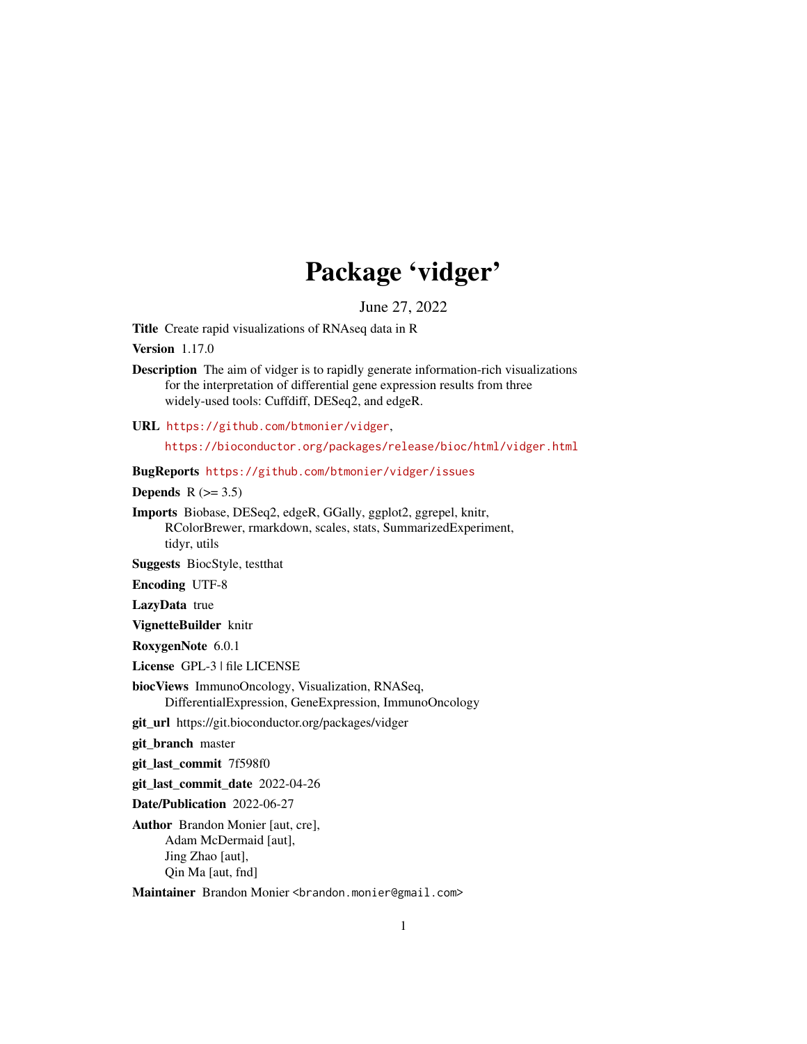# Package ‘vidger’

June 27, 2022

**Title** Create rapid visualizations of RNAseq data in R

**Version** 1.17.0

**Description** The aim of vidger is to rapidly generate information-rich visualizations for the interpretation of differential gene expression results from three widely-used tools: Cuffdiff, DESeq2, and edgeR.

**URL** https://github.com/btmonier/vidger,
https://bioconductor.org/packages/release/bioc/html/vidger.html

**BugReports** https://github.com/btmonier/vidger/issues

**Depends** R (>= 3.5)

**Imports** Biobase, DESeq2, edgeR, GGally, ggplot2, ggrepel, knitr, RColorBrewer, rmarkdown, scales, stats, SummarizedExperiment, tidyr, utils

**Suggests** BiocStyle, testthat

**Encoding** UTF-8

**LazyData** true

**VignetteBuilder** knitr

**RoxygenNote** 6.0.1

**License** GPL-3 | file LICENSE

**biocViews** ImmunoOncology, Visualization, RNASeq, DifferentialExpression, GeneExpression, ImmunoOncology

**git_url** https://git.bioconductor.org/packages/vidger

**git_branch** master

**git_last_commit** 7f598f0

**git_last_commit_date** 2022-04-26

**Date/Publication** 2022-06-27

**Author** Brandon Monier [aut, cre],
Adam McDermaid [aut],
Jing Zhao [aut],
Qin Ma [aut, fnd]

**Maintainer** Brandon Monier <brandon.monier@gmail.com>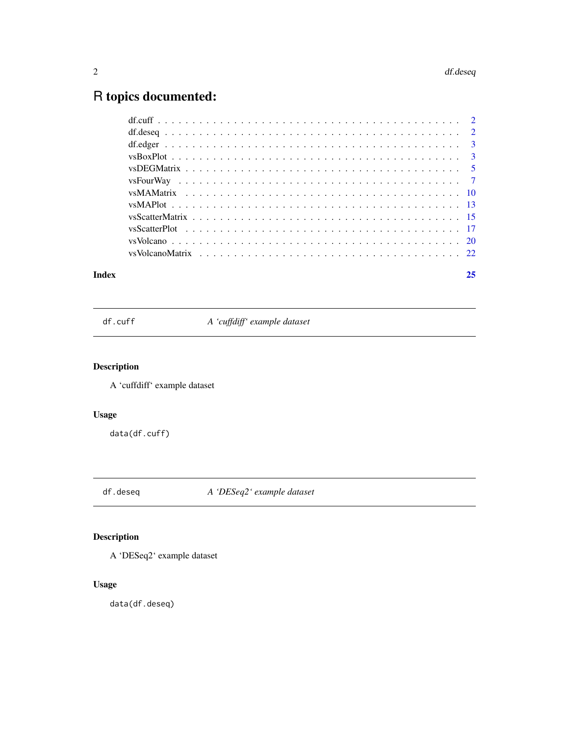# R topics documented:

- df.cuff . . . . . . . . . . . . . . . . . . . . . . . . . . . . . . . . . . . . . . . . . . 2
- df.deseq . . . . . . . . . . . . . . . . . . . . . . . . . . . . . . . . . . . . . . . . . . 2
- df.edger . . . . . . . . . . . . . . . . . . . . . . . . . . . . . . . . . . . . . . . . . . 3
- vsBoxPlot . . . . . . . . . . . . . . . . . . . . . . . . . . . . . . . . . . . . . . . . . 3
- vsDEGMatrix . . . . . . . . . . . . . . . . . . . . . . . . . . . . . . . . . . . . . . . 5
- vsFourWay . . . . . . . . . . . . . . . . . . . . . . . . . . . . . . . . . . . . . . . . 7
- vsMAMatrix . . . . . . . . . . . . . . . . . . . . . . . . . . . . . . . . . . . . . . . 10
- vsMAPlot . . . . . . . . . . . . . . . . . . . . . . . . . . . . . . . . . . . . . . . . . 13
- vsScatterMatrix . . . . . . . . . . . . . . . . . . . . . . . . . . . . . . . . . . . . 15
- vsScatterPlot . . . . . . . . . . . . . . . . . . . . . . . . . . . . . . . . . . . . . . 17
- vsVolcano . . . . . . . . . . . . . . . . . . . . . . . . . . . . . . . . . . . . . . . . 20
- vsVolcanoMatrix . . . . . . . . . . . . . . . . . . . . . . . . . . . . . . . . . . . 22

**Index** 25

---

## df.cuff — *A 'cuffdiff' example dataset*

### Description

A 'cuffdiff' example dataset

### Usage

```
data(df.cuff)
```

---

## df.deseq — *A 'DESeq2' example dataset*

### Description

A 'DESeq2' example dataset

### Usage

```
data(df.deseq)
```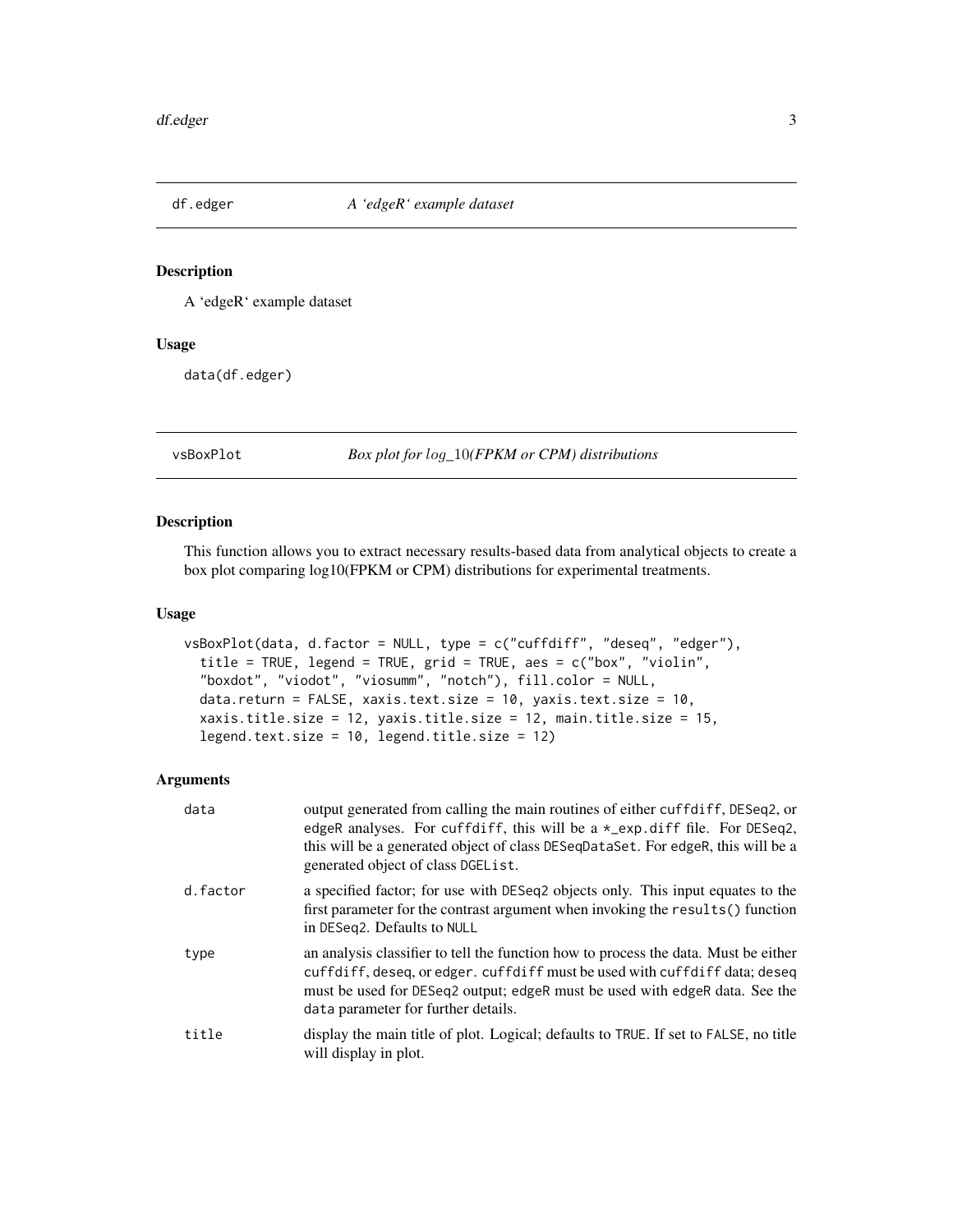## df.edger — *A 'edgeR' example dataset*

### Description

A 'edgeR' example dataset

### Usage

```
data(df.edger)
```

## vsBoxPlot — *Box plot for $log\_10$(FPKM or CPM) distributions*

### Description

This function allows you to extract necessary results-based data from analytical objects to create a box plot comparing log10(FPKM or CPM) distributions for experimental treatments.

### Usage

```
vsBoxPlot(data, d.factor = NULL, type = c("cuffdiff", "deseq", "edger"),
  title = TRUE, legend = TRUE, grid = TRUE, aes = c("box", "violin",
  "boxdot", "viodot", "viosumm", "notch"), fill.color = NULL,
  data.return = FALSE, xaxis.text.size = 10, yaxis.text.size = 10,
  xaxis.title.size = 12, yaxis.title.size = 12, main.title.size = 15,
  legend.text.size = 10, legend.title.size = 12)
```

### Arguments

| | |
|---|---|
| data | output generated from calling the main routines of either cuffdiff, DESeq2, or edgeR analyses. For cuffdiff, this will be a *_exp.diff file. For DESeq2, this will be a generated object of class DESeqDataSet. For edgeR, this will be a generated object of class DGEList. |
| d.factor | a specified factor; for use with DESeq2 objects only. This input equates to the first parameter for the contrast argument when invoking the results() function in DESeq2. Defaults to NULL |
| type | an analysis classifier to tell the function how to process the data. Must be either cuffdiff, deseq, or edger. cuffdiff must be used with cuffdiff data; deseq must be used for DESeq2 output; edgeR must be used with edgeR data. See the data parameter for further details. |
| title | display the main title of plot. Logical; defaults to TRUE. If set to FALSE, no title will display in plot. |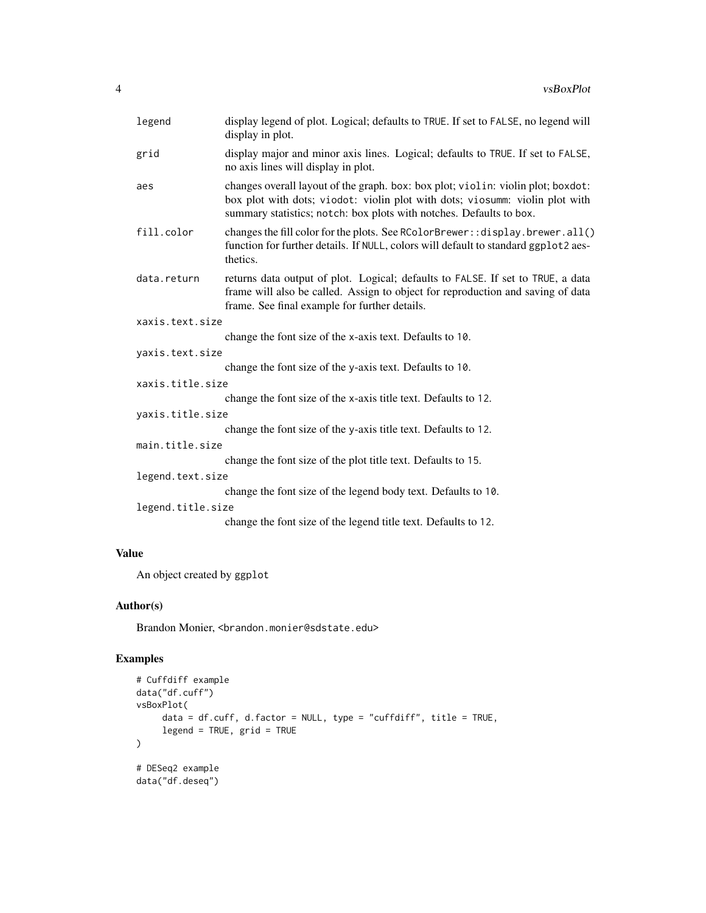| | |
|---|---|
| legend | display legend of plot. Logical; defaults to TRUE. If set to FALSE, no legend will display in plot. |
| grid | display major and minor axis lines. Logical; defaults to TRUE. If set to FALSE, no axis lines will display in plot. |
| aes | changes overall layout of the graph. box: box plot; violin: violin plot; boxdot: box plot with dots; viodot: violin plot with dots; viosumm: violin plot with summary statistics; notch: box plots with notches. Defaults to box. |
| fill.color | changes the fill color for the plots. See RColorBrewer::display.brewer.all() function for further details. If NULL, colors will default to standard ggplot2 aesthetics. |
| data.return | returns data output of plot. Logical; defaults to FALSE. If set to TRUE, a data frame will also be called. Assign to object for reproduction and saving of data frame. See final example for further details. |
| xaxis.text.size | change the font size of the x-axis text. Defaults to 10. |
| yaxis.text.size | change the font size of the y-axis text. Defaults to 10. |
| xaxis.title.size | change the font size of the x-axis title text. Defaults to 12. |
| yaxis.title.size | change the font size of the y-axis title text. Defaults to 12. |
| main.title.size | change the font size of the plot title text. Defaults to 15. |
| legend.text.size | change the font size of the legend body text. Defaults to 10. |
| legend.title.size | change the font size of the legend title text. Defaults to 12. |

## Value

An object created by ggplot

## Author(s)

Brandon Monier, <brandon.monier@sdstate.edu>

## Examples

```
# Cuffdiff example
data("df.cuff")
vsBoxPlot(
     data = df.cuff, d.factor = NULL, type = "cuffdiff", title = TRUE,
     legend = TRUE, grid = TRUE
)

# DESeq2 example
data("df.deseq")
```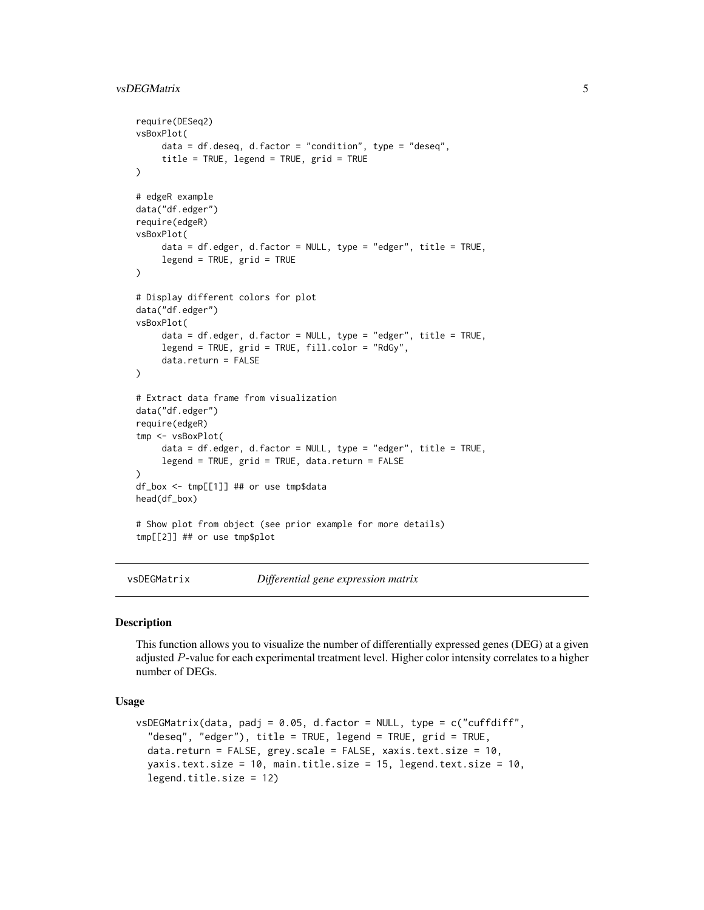```
require(DESeq2)
vsBoxPlot(
     data = df.deseq, d.factor = "condition", type = "deseq",
     title = TRUE, legend = TRUE, grid = TRUE
)

# edgeR example
data("df.edger")
require(edgeR)
vsBoxPlot(
     data = df.edger, d.factor = NULL, type = "edger", title = TRUE,
     legend = TRUE, grid = TRUE
)

# Display different colors for plot
data("df.edger")
vsBoxPlot(
     data = df.edger, d.factor = NULL, type = "edger", title = TRUE,
     legend = TRUE, grid = TRUE, fill.color = "RdGy",
     data.return = FALSE
)

# Extract data frame from visualization
data("df.edger")
require(edgeR)
tmp <- vsBoxPlot(
     data = df.edger, d.factor = NULL, type = "edger", title = TRUE,
     legend = TRUE, grid = TRUE, data.return = FALSE
)
df_box <- tmp[[1]] ## or use tmp$data
head(df_box)

# Show plot from object (see prior example for more details)
tmp[[2]] ## or use tmp$plot
```

---

## vsDEGMatrix — *Differential gene expression matrix*

### Description

This function allows you to visualize the number of differentially expressed genes (DEG) at a given adjusted $P$-value for each experimental treatment level. Higher color intensity correlates to a higher number of DEGs.

### Usage

```
vsDEGMatrix(data, padj = 0.05, d.factor = NULL, type = c("cuffdiff",
  "deseq", "edger"), title = TRUE, legend = TRUE, grid = TRUE,
  data.return = FALSE, grey.scale = FALSE, xaxis.text.size = 10,
  yaxis.text.size = 10, main.title.size = 15, legend.text.size = 10,
  legend.title.size = 12)
```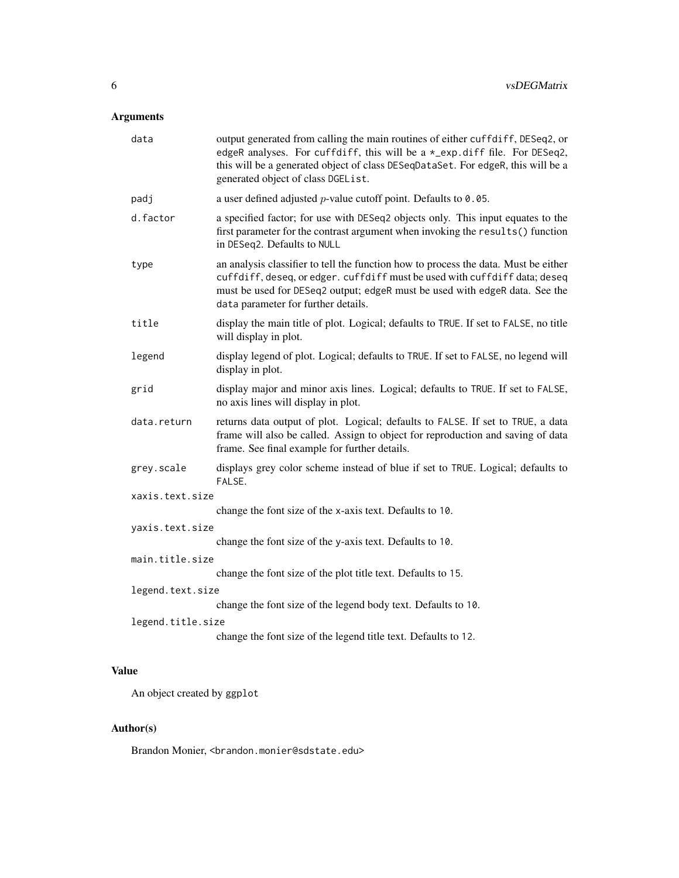## Arguments

- **data**: output generated from calling the main routines of either `cuffdiff`, `DESeq2`, or `edgeR` analyses. For `cuffdiff`, this will be a `*_exp.diff` file. For `DESeq2`, this will be a generated object of class `DESeqDataSet`. For `edgeR`, this will be a generated object of class `DGEList`.
- **padj**: a user defined adjusted $p$-value cutoff point. Defaults to `0.05`.
- **d.factor**: a specified factor; for use with `DESeq2` objects only. This input equates to the first parameter for the contrast argument when invoking the `results()` function in `DESeq2`. Defaults to `NULL`
- **type**: an analysis classifier to tell the function how to process the data. Must be either `cuffdiff`, `deseq`, or `edger`. `cuffdiff` must be used with `cuffdiff` data; `deseq` must be used for `DESeq2` output; `edgeR` must be used with `edgeR` data. See the `data` parameter for further details.
- **title**: display the main title of plot. Logical; defaults to `TRUE`. If set to `FALSE`, no title will display in plot.
- **legend**: display legend of plot. Logical; defaults to `TRUE`. If set to `FALSE`, no legend will display in plot.
- **grid**: display major and minor axis lines. Logical; defaults to `TRUE`. If set to `FALSE`, no axis lines will display in plot.
- **data.return**: returns data output of plot. Logical; defaults to `FALSE`. If set to `TRUE`, a data frame will also be called. Assign to object for reproduction and saving of data frame. See final example for further details.
- **grey.scale**: displays grey color scheme instead of blue if set to `TRUE`. Logical; defaults to `FALSE`.
- **xaxis.text.size**: change the font size of the x-axis text. Defaults to `10`.
- **yaxis.text.size**: change the font size of the y-axis text. Defaults to `10`.
- **main.title.size**: change the font size of the plot title text. Defaults to `15`.
- **legend.text.size**: change the font size of the legend body text. Defaults to `10`.
- **legend.title.size**: change the font size of the legend title text. Defaults to `12`.

## Value

An object created by `ggplot`

## Author(s)

Brandon Monier, <brandon.monier@sdstate.edu>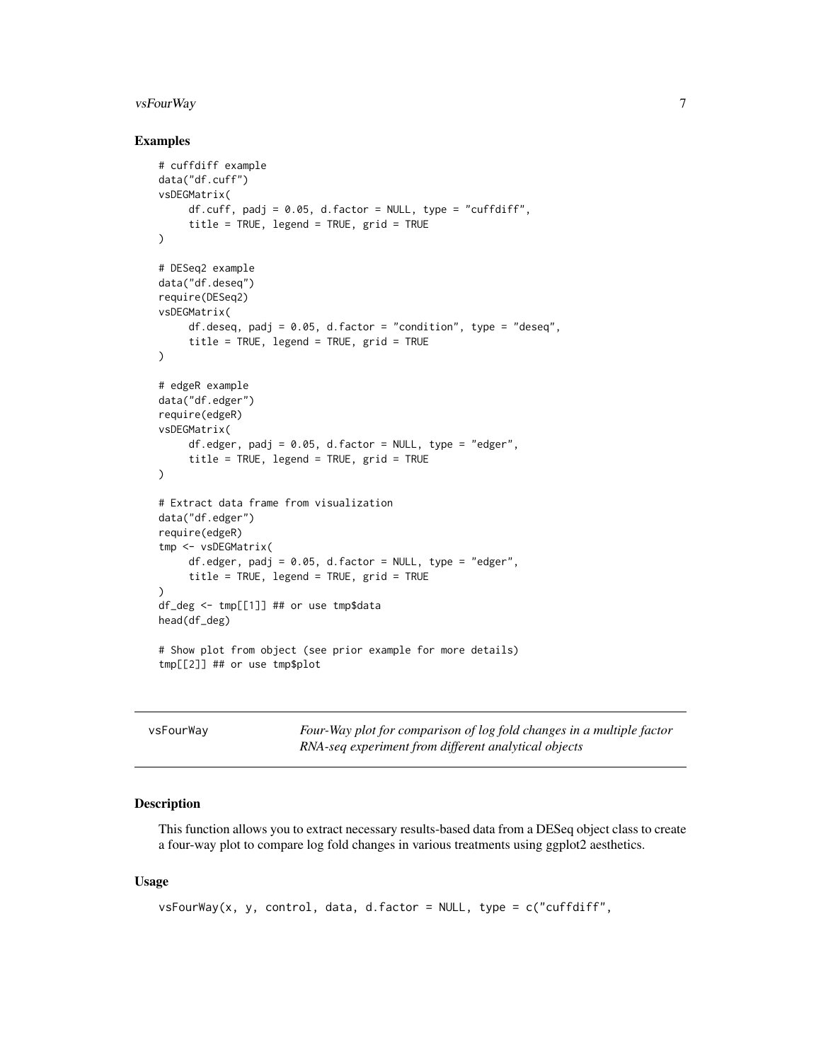### Examples

```
# cuffdiff example
data("df.cuff")
vsDEGMatrix(
     df.cuff, padj = 0.05, d.factor = NULL, type = "cuffdiff",
     title = TRUE, legend = TRUE, grid = TRUE
)

# DESeq2 example
data("df.deseq")
require(DESeq2)
vsDEGMatrix(
     df.deseq, padj = 0.05, d.factor = "condition", type = "deseq",
     title = TRUE, legend = TRUE, grid = TRUE
)

# edgeR example
data("df.edger")
require(edgeR)
vsDEGMatrix(
     df.edger, padj = 0.05, d.factor = NULL, type = "edger",
     title = TRUE, legend = TRUE, grid = TRUE
)

# Extract data frame from visualization
data("df.edger")
require(edgeR)
tmp <- vsDEGMatrix(
     df.edger, padj = 0.05, d.factor = NULL, type = "edger",
     title = TRUE, legend = TRUE, grid = TRUE
)
df_deg <- tmp[[1]] ## or use tmp$data
head(df_deg)

# Show plot from object (see prior example for more details)
tmp[[2]] ## or use tmp$plot
```

---

## vsFourWay — *Four-Way plot for comparison of log fold changes in a multiple factor RNA-seq experiment from different analytical objects*

---

### Description

This function allows you to extract necessary results-based data from a DESeq object class to create a four-way plot to compare log fold changes in various treatments using ggplot2 aesthetics.

### Usage

```
vsFourWay(x, y, control, data, d.factor = NULL, type = c("cuffdiff",
```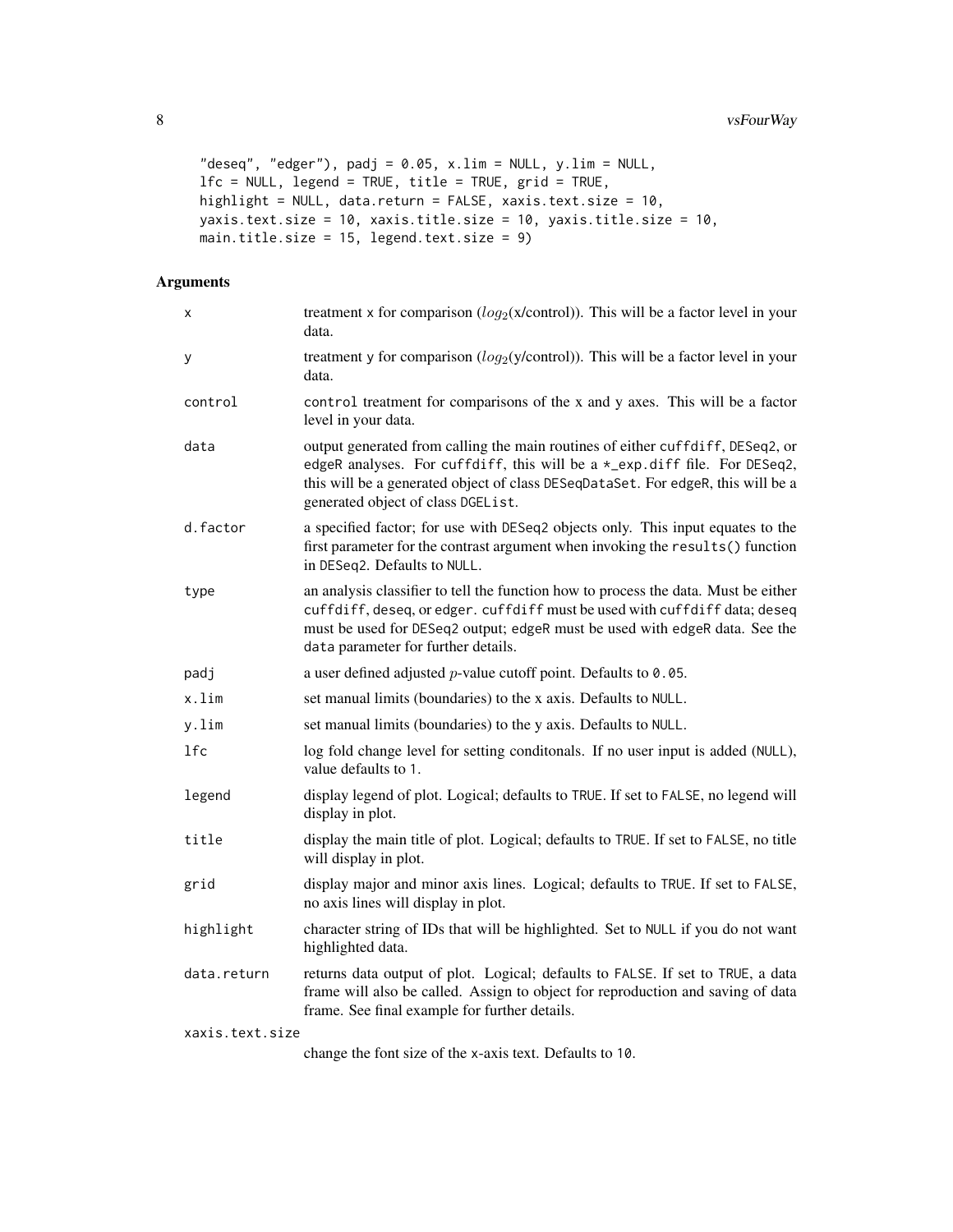```
  "deseq", "edger"), padj = 0.05, x.lim = NULL, y.lim = NULL,
  lfc = NULL, legend = TRUE, title = TRUE, grid = TRUE,
  highlight = NULL, data.return = FALSE, xaxis.text.size = 10,
  yaxis.text.size = 10, xaxis.title.size = 10, yaxis.title.size = 10,
  main.title.size = 15, legend.text.size = 9)
```

## Arguments

| | |
|---|---|
| x | treatment x for comparison ($log_2$(x/control)). This will be a factor level in your data. |
| y | treatment y for comparison ($log_2$(y/control)). This will be a factor level in your data. |
| control | control treatment for comparisons of the x and y axes. This will be a factor level in your data. |
| data | output generated from calling the main routines of either cuffdiff, DESeq2, or edgeR analyses. For cuffdiff, this will be a *_exp.diff file. For DESeq2, this will be a generated object of class DESeqDataSet. For edgeR, this will be a generated object of class DGEList. |
| d.factor | a specified factor; for use with DESeq2 objects only. This input equates to the first parameter for the contrast argument when invoking the results() function in DESeq2. Defaults to NULL. |
| type | an analysis classifier to tell the function how to process the data. Must be either cuffdiff, deseq, or edger. cuffdiff must be used with cuffdiff data; deseq must be used for DESeq2 output; edgeR must be used with edgeR data. See the data parameter for further details. |
| padj | a user defined adjusted $p$-value cutoff point. Defaults to 0.05. |
| x.lim | set manual limits (boundaries) to the x axis. Defaults to NULL. |
| y.lim | set manual limits (boundaries) to the y axis. Defaults to NULL. |
| lfc | log fold change level for setting conditonals. If no user input is added (NULL), value defaults to 1. |
| legend | display legend of plot. Logical; defaults to TRUE. If set to FALSE, no legend will display in plot. |
| title | display the main title of plot. Logical; defaults to TRUE. If set to FALSE, no title will display in plot. |
| grid | display major and minor axis lines. Logical; defaults to TRUE. If set to FALSE, no axis lines will display in plot. |
| highlight | character string of IDs that will be highlighted. Set to NULL if you do not want highlighted data. |
| data.return | returns data output of plot. Logical; defaults to FALSE. If set to TRUE, a data frame will also be called. Assign to object for reproduction and saving of data frame. See final example for further details. |
| xaxis.text.size | change the font size of the x-axis text. Defaults to 10. |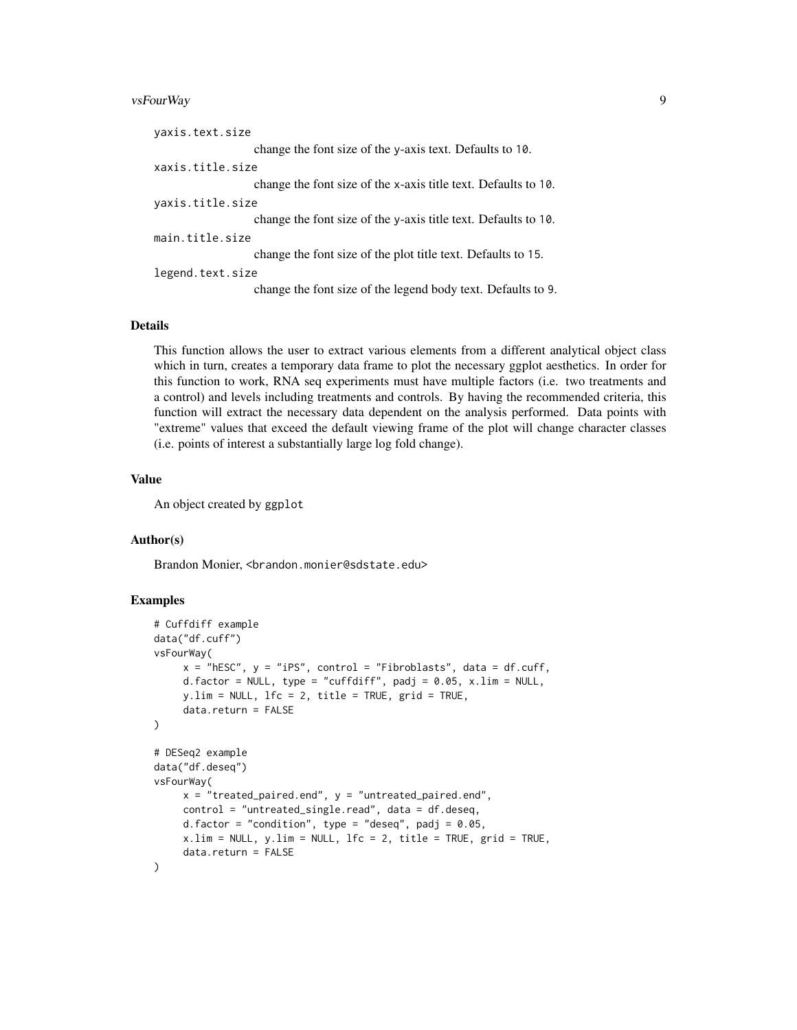`yaxis.text.size`
: change the font size of the y-axis text. Defaults to 10.

`xaxis.title.size`
: change the font size of the x-axis title text. Defaults to 10.

`yaxis.title.size`
: change the font size of the y-axis title text. Defaults to 10.

`main.title.size`
: change the font size of the plot title text. Defaults to 15.

`legend.text.size`
: change the font size of the legend body text. Defaults to 9.

## Details

This function allows the user to extract various elements from a different analytical object class which in turn, creates a temporary data frame to plot the necessary ggplot aesthetics. In order for this function to work, RNA seq experiments must have multiple factors (i.e. two treatments and a control) and levels including treatments and controls. By having the recommended criteria, this function will extract the necessary data dependent on the analysis performed. Data points with "extreme" values that exceed the default viewing frame of the plot will change character classes (i.e. points of interest a substantially large log fold change).

## Value

An object created by `ggplot`

## Author(s)

Brandon Monier, <brandon.monier@sdstate.edu>

## Examples

```
# Cuffdiff example
data("df.cuff")
vsFourWay(
     x = "hESC", y = "iPS", control = "Fibroblasts", data = df.cuff,
     d.factor = NULL, type = "cuffdiff", padj = 0.05, x.lim = NULL,
     y.lim = NULL, lfc = 2, title = TRUE, grid = TRUE,
     data.return = FALSE
)

# DESeq2 example
data("df.deseq")
vsFourWay(
     x = "treated_paired.end", y = "untreated_paired.end",
     control = "untreated_single.read", data = df.deseq,
     d.factor = "condition", type = "deseq", padj = 0.05,
     x.lim = NULL, y.lim = NULL, lfc = 2, title = TRUE, grid = TRUE,
     data.return = FALSE
)
```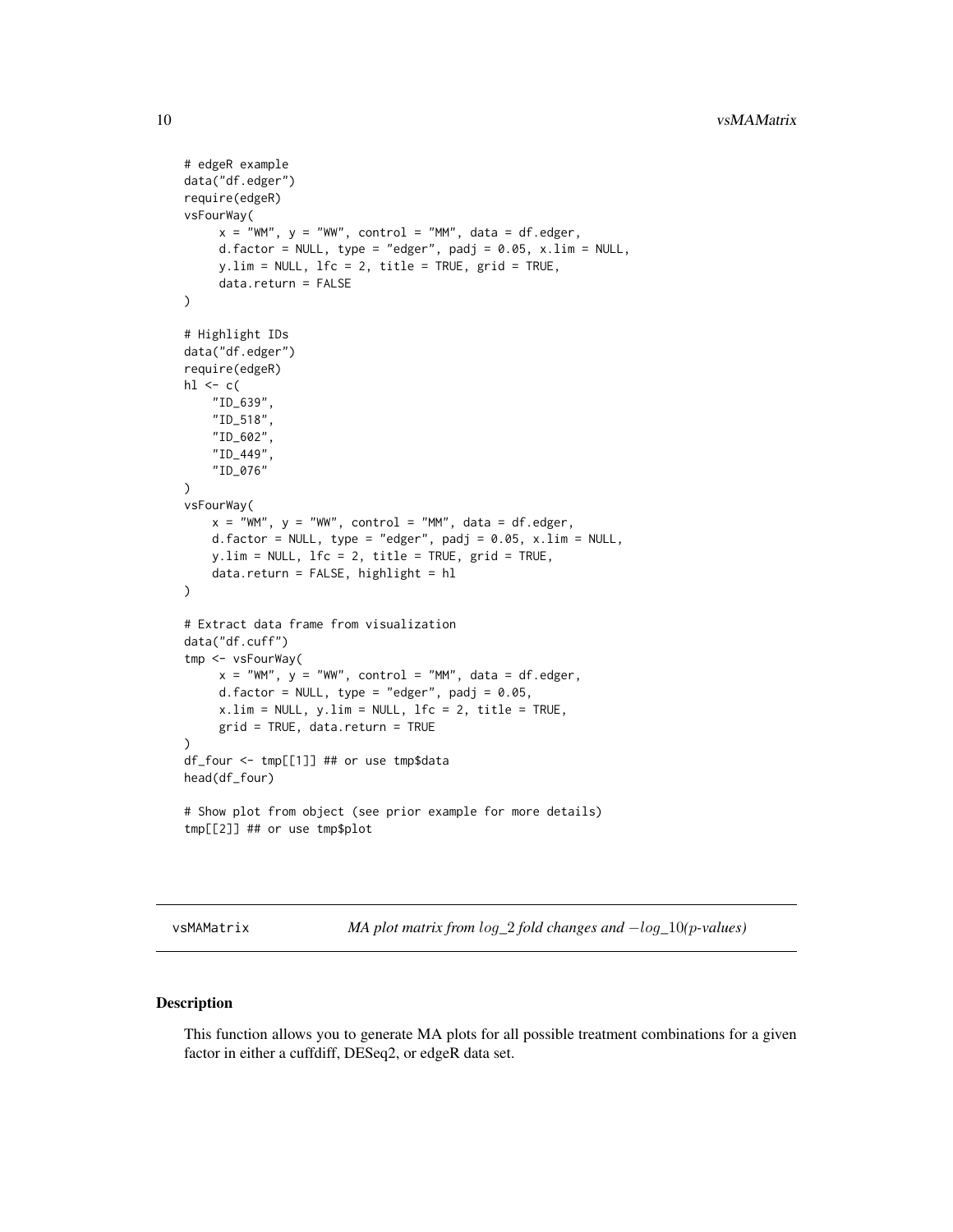```
# edgeR example
data("df.edger")
require(edgeR)
vsFourWay(
     x = "WM", y = "WW", control = "MM", data = df.edger,
     d.factor = NULL, type = "edger", padj = 0.05, x.lim = NULL,
     y.lim = NULL, lfc = 2, title = TRUE, grid = TRUE,
     data.return = FALSE
)

# Highlight IDs
data("df.edger")
require(edgeR)
hl <- c(
    "ID_639",
    "ID_518",
    "ID_602",
    "ID_449",
    "ID_076"
)
vsFourWay(
    x = "WM", y = "WW", control = "MM", data = df.edger,
    d.factor = NULL, type = "edger", padj = 0.05, x.lim = NULL,
    y.lim = NULL, lfc = 2, title = TRUE, grid = TRUE,
    data.return = FALSE, highlight = hl
)

# Extract data frame from visualization
data("df.cuff")
tmp <- vsFourWay(
     x = "WM", y = "WW", control = "MM", data = df.edger,
     d.factor = NULL, type = "edger", padj = 0.05,
     x.lim = NULL, y.lim = NULL, lfc = 2, title = TRUE,
     grid = TRUE, data.return = TRUE
)
df_four <- tmp[[1]] ## or use tmp$data
head(df_four)

# Show plot from object (see prior example for more details)
tmp[[2]] ## or use tmp$plot
```

## vsMAMatrix — *MA plot matrix from $log\_2$ fold changes and $-log\_10$(p-values)*

### Description

This function allows you to generate MA plots for all possible treatment combinations for a given factor in either a cuffdiff, DESeq2, or edgeR data set.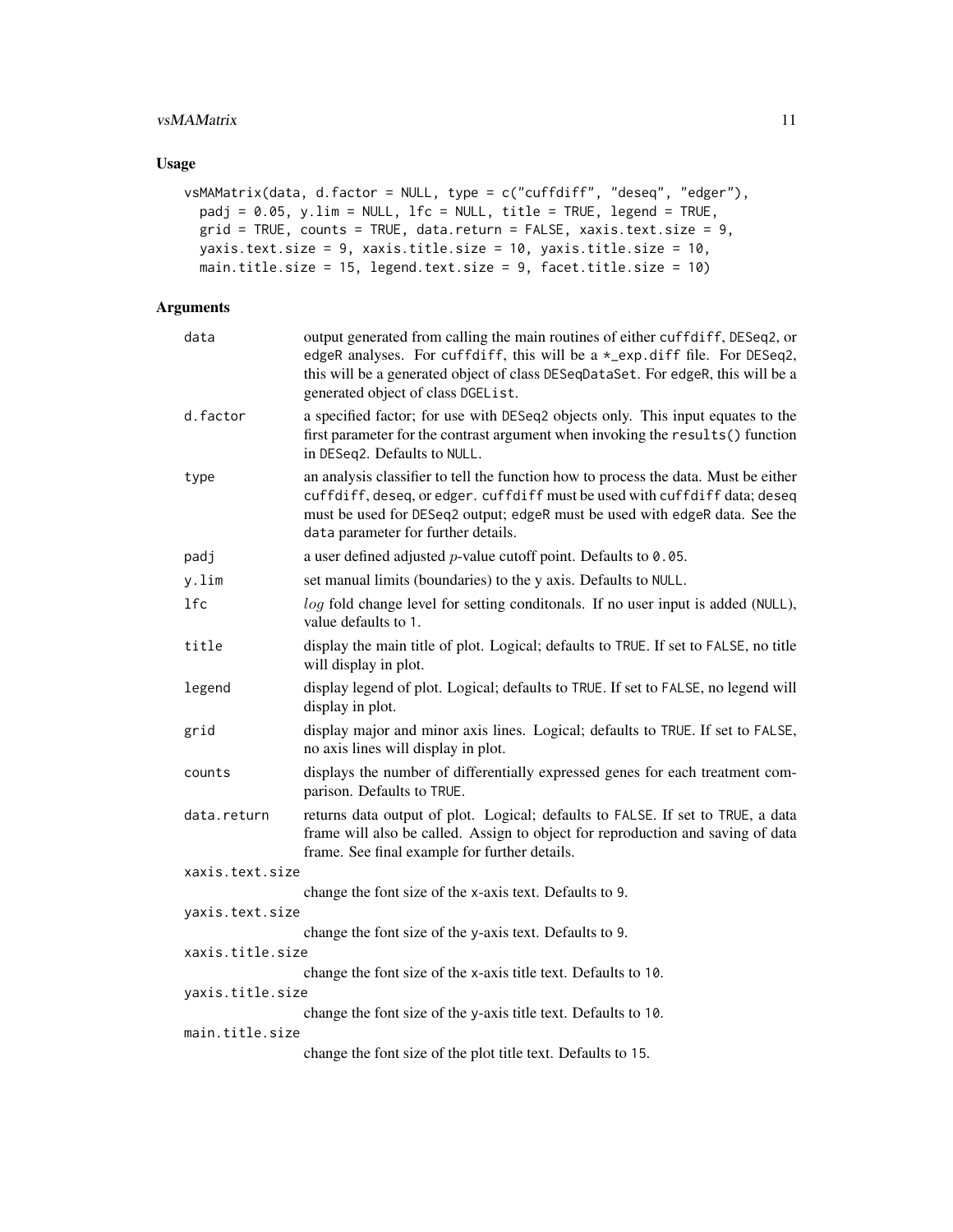## Usage

```
vsMAMatrix(data, d.factor = NULL, type = c("cuffdiff", "deseq", "edger"),
  padj = 0.05, y.lim = NULL, lfc = NULL, title = TRUE, legend = TRUE,
  grid = TRUE, counts = TRUE, data.return = FALSE, xaxis.text.size = 9,
  yaxis.text.size = 9, xaxis.title.size = 10, yaxis.title.size = 10,
  main.title.size = 15, legend.text.size = 9, facet.title.size = 10)
```

## Arguments

| | |
|---|---|
| `data` | output generated from calling the main routines of either `cuffdiff`, `DESeq2`, or `edgeR` analyses. For `cuffdiff`, this will be a `*_exp.diff` file. For `DESeq2`, this will be a generated object of class `DESeqDataSet`. For `edgeR`, this will be a generated object of class `DGEList`. |
| `d.factor` | a specified factor; for use with `DESeq2` objects only. This input equates to the first parameter for the contrast argument when invoking the `results()` function in `DESeq2`. Defaults to `NULL`. |
| `type` | an analysis classifier to tell the function how to process the data. Must be either `cuffdiff`, `deseq`, or `edger`. `cuffdiff` must be used with `cuffdiff` data; `deseq` must be used for `DESeq2` output; `edgeR` must be used with `edgeR` data. See the `data` parameter for further details. |
| `padj` | a user defined adjusted $p$-value cutoff point. Defaults to `0.05`. |
| `y.lim` | set manual limits (boundaries) to the y axis. Defaults to `NULL`. |
| `lfc` | $log$ fold change level for setting conditonals. If no user input is added (`NULL`), value defaults to `1`. |
| `title` | display the main title of plot. Logical; defaults to `TRUE`. If set to `FALSE`, no title will display in plot. |
| `legend` | display legend of plot. Logical; defaults to `TRUE`. If set to `FALSE`, no legend will display in plot. |
| `grid` | display major and minor axis lines. Logical; defaults to `TRUE`. If set to `FALSE`, no axis lines will display in plot. |
| `counts` | displays the number of differentially expressed genes for each treatment comparison. Defaults to `TRUE`. |
| `data.return` | returns data output of plot. Logical; defaults to `FALSE`. If set to `TRUE`, a data frame will also be called. Assign to object for reproduction and saving of data frame. See final example for further details. |
| `xaxis.text.size` | change the font size of the `x`-axis text. Defaults to `9`. |
| `yaxis.text.size` | change the font size of the `y`-axis text. Defaults to `9`. |
| `xaxis.title.size` | change the font size of the `x`-axis title text. Defaults to `10`. |
| `yaxis.title.size` | change the font size of the `y`-axis title text. Defaults to `10`. |
| `main.title.size` | change the font size of the plot title text. Defaults to `15`. |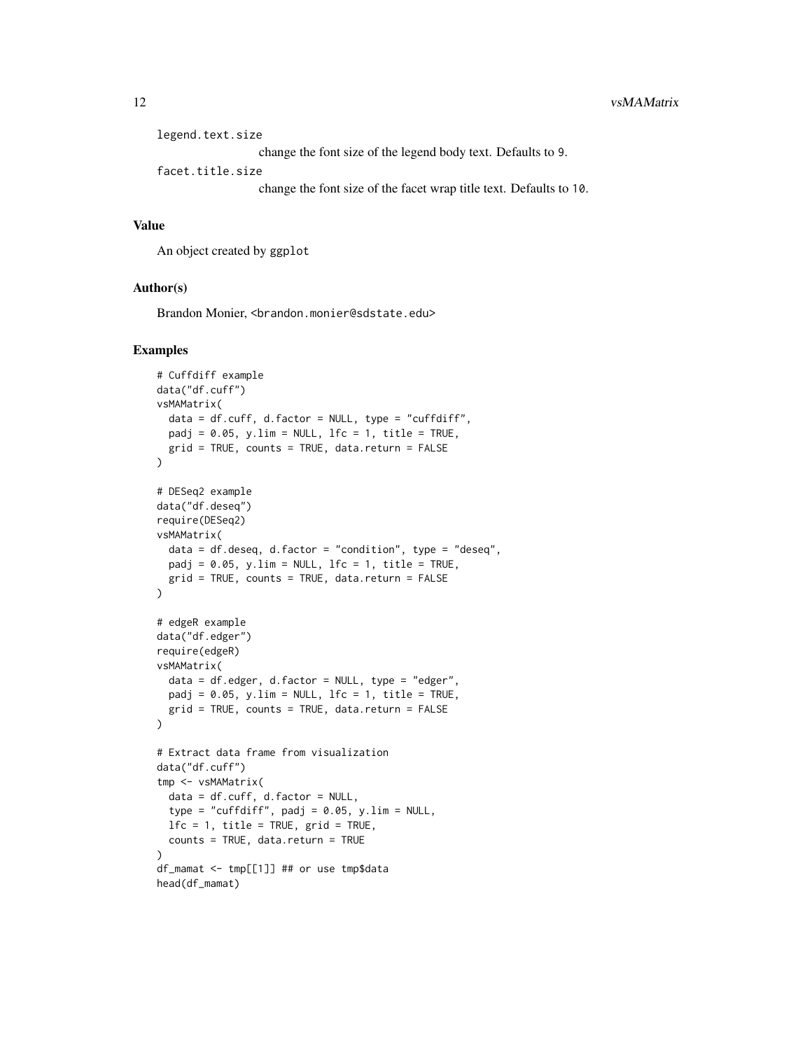`legend.text.size`
: change the font size of the legend body text. Defaults to 9.

`facet.title.size`
: change the font size of the facet wrap title text. Defaults to 10.

### Value

An object created by `ggplot`

### Author(s)

Brandon Monier, <brandon.monier@sdstate.edu>

### Examples

```
# Cuffdiff example
data("df.cuff")
vsMAMatrix(
  data = df.cuff, d.factor = NULL, type = "cuffdiff",
  padj = 0.05, y.lim = NULL, lfc = 1, title = TRUE,
  grid = TRUE, counts = TRUE, data.return = FALSE
)

# DESeq2 example
data("df.deseq")
require(DESeq2)
vsMAMatrix(
  data = df.deseq, d.factor = "condition", type = "deseq",
  padj = 0.05, y.lim = NULL, lfc = 1, title = TRUE,
  grid = TRUE, counts = TRUE, data.return = FALSE
)

# edgeR example
data("df.edger")
require(edgeR)
vsMAMatrix(
  data = df.edger, d.factor = NULL, type = "edger",
  padj = 0.05, y.lim = NULL, lfc = 1, title = TRUE,
  grid = TRUE, counts = TRUE, data.return = FALSE
)

# Extract data frame from visualization
data("df.cuff")
tmp <- vsMAMatrix(
  data = df.cuff, d.factor = NULL,
  type = "cuffdiff", padj = 0.05, y.lim = NULL,
  lfc = 1, title = TRUE, grid = TRUE,
  counts = TRUE, data.return = TRUE
)
df_mamat <- tmp[[1]] ## or use tmp$data
head(df_mamat)
```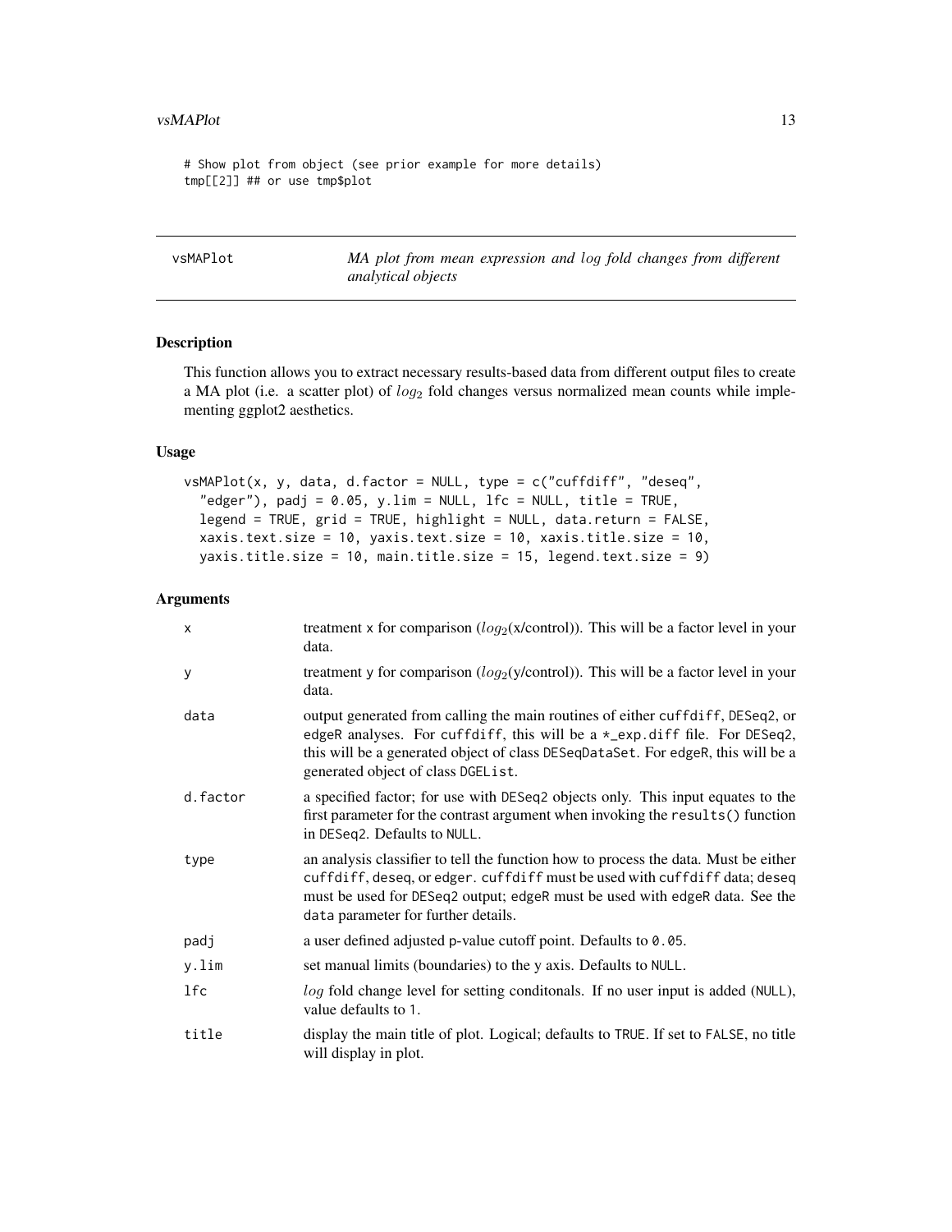```
# Show plot from object (see prior example for more details)
tmp[[2]] ## or use tmp$plot
```

## vsMAPlot — *MA plot from mean expression and $log$ fold changes from different analytical objects*

### Description

This function allows you to extract necessary results-based data from different output files to create a MA plot (i.e. a scatter plot) of $log_2$ fold changes versus normalized mean counts while implementing ggplot2 aesthetics.

### Usage

```
vsMAPlot(x, y, data, d.factor = NULL, type = c("cuffdiff", "deseq",
  "edger"), padj = 0.05, y.lim = NULL, lfc = NULL, title = TRUE,
  legend = TRUE, grid = TRUE, highlight = NULL, data.return = FALSE,
  xaxis.text.size = 10, yaxis.text.size = 10, xaxis.title.size = 10,
  yaxis.title.size = 10, main.title.size = 15, legend.text.size = 9)
```

### Arguments

| Argument | Description |
|---|---|
| `x` | treatment x for comparison ($log_2$(x/control)). This will be a factor level in your data. |
| `y` | treatment y for comparison ($log_2$(y/control)). This will be a factor level in your data. |
| `data` | output generated from calling the main routines of either cuffdiff, DESeq2, or edgeR analyses. For cuffdiff, this will be a *_exp.diff file. For DESeq2, this will be a generated object of class DESeqDataSet. For edgeR, this will be a generated object of class DGEList. |
| `d.factor` | a specified factor; for use with DESeq2 objects only. This input equates to the first parameter for the contrast argument when invoking the results() function in DESeq2. Defaults to NULL. |
| `type` | an analysis classifier to tell the function how to process the data. Must be either cuffdiff, deseq, or edger. cuffdiff must be used with cuffdiff data; deseq must be used for DESeq2 output; edgeR must be used with edgeR data. See the data parameter for further details. |
| `padj` | a user defined adjusted p-value cutoff point. Defaults to 0.05. |
| `y.lim` | set manual limits (boundaries) to the y axis. Defaults to NULL. |
| `lfc` | $log$ fold change level for setting conditonals. If no user input is added (NULL), value defaults to 1. |
| `title` | display the main title of plot. Logical; defaults to TRUE. If set to FALSE, no title will display in plot. |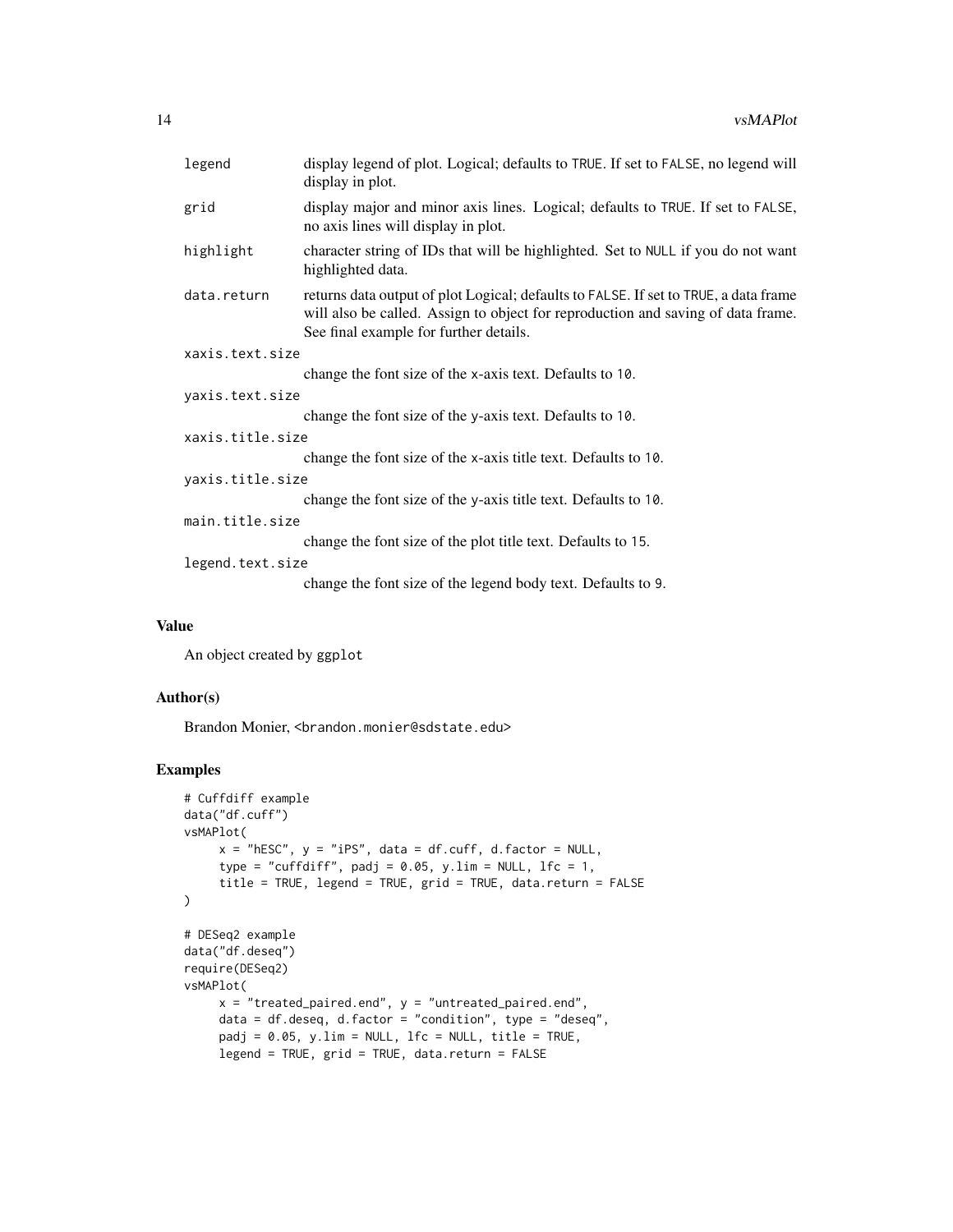| | |
|---|---|
| legend | display legend of plot. Logical; defaults to TRUE. If set to FALSE, no legend will display in plot. |
| grid | display major and minor axis lines. Logical; defaults to TRUE. If set to FALSE, no axis lines will display in plot. |
| highlight | character string of IDs that will be highlighted. Set to NULL if you do not want highlighted data. |
| data.return | returns data output of plot Logical; defaults to FALSE. If set to TRUE, a data frame will also be called. Assign to object for reproduction and saving of data frame. See final example for further details. |
| xaxis.text.size | change the font size of the x-axis text. Defaults to 10. |
| yaxis.text.size | change the font size of the y-axis text. Defaults to 10. |
| xaxis.title.size | change the font size of the x-axis title text. Defaults to 10. |
| yaxis.title.size | change the font size of the y-axis title text. Defaults to 10. |
| main.title.size | change the font size of the plot title text. Defaults to 15. |
| legend.text.size | change the font size of the legend body text. Defaults to 9. |

### Value

An object created by ggplot

### Author(s)

Brandon Monier, <brandon.monier@sdstate.edu>

### Examples

```
# Cuffdiff example
data("df.cuff")
vsMAPlot(
     x = "hESC", y = "iPS", data = df.cuff, d.factor = NULL,
     type = "cuffdiff", padj = 0.05, y.lim = NULL, lfc = 1,
     title = TRUE, legend = TRUE, grid = TRUE, data.return = FALSE
)

# DESeq2 example
data("df.deseq")
require(DESeq2)
vsMAPlot(
     x = "treated_paired.end", y = "untreated_paired.end",
     data = df.deseq, d.factor = "condition", type = "deseq",
     padj = 0.05, y.lim = NULL, lfc = NULL, title = TRUE,
     legend = TRUE, grid = TRUE, data.return = FALSE
```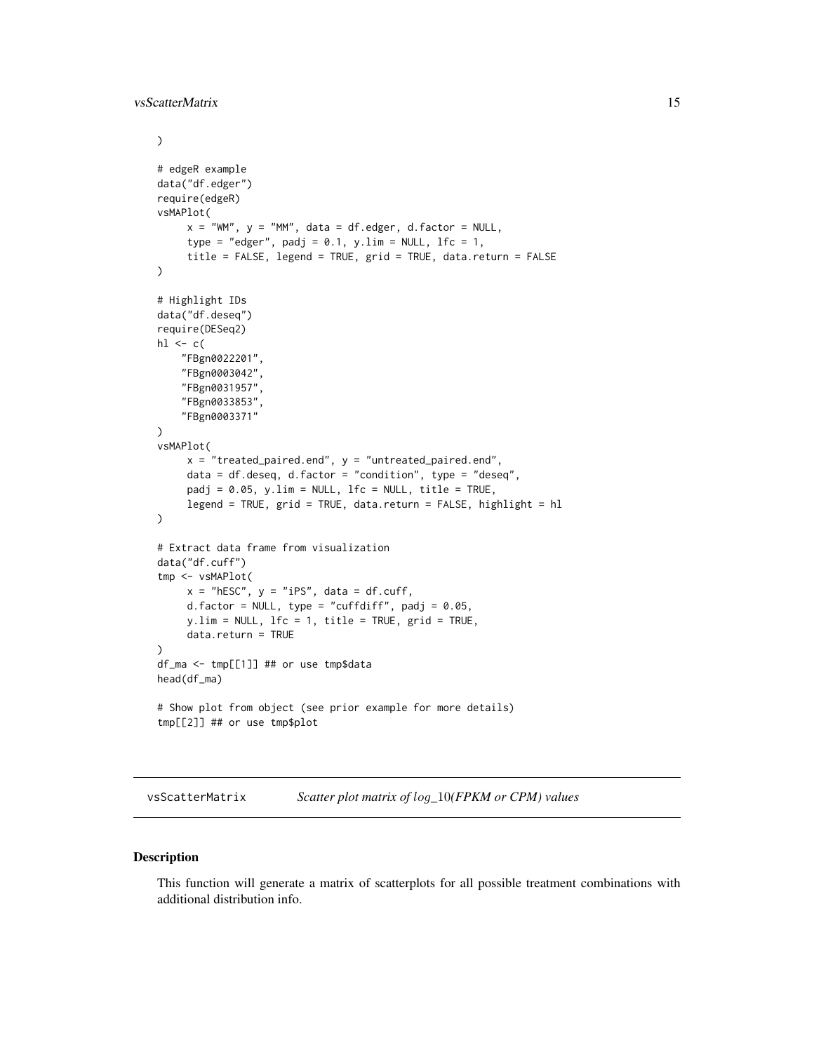```
)

# edgeR example
data("df.edger")
require(edgeR)
vsMAPlot(
     x = "WM", y = "MM", data = df.edger, d.factor = NULL,
     type = "edger", padj = 0.1, y.lim = NULL, lfc = 1,
     title = FALSE, legend = TRUE, grid = TRUE, data.return = FALSE
)

# Highlight IDs
data("df.deseq")
require(DESeq2)
hl <- c(
    "FBgn0022201",
    "FBgn0003042",
    "FBgn0031957",
    "FBgn0033853",
    "FBgn0003371"
)
vsMAPlot(
     x = "treated_paired.end", y = "untreated_paired.end",
     data = df.deseq, d.factor = "condition", type = "deseq",
     padj = 0.05, y.lim = NULL, lfc = NULL, title = TRUE,
     legend = TRUE, grid = TRUE, data.return = FALSE, highlight = hl
)

# Extract data frame from visualization
data("df.cuff")
tmp <- vsMAPlot(
     x = "hESC", y = "iPS", data = df.cuff,
     d.factor = NULL, type = "cuffdiff", padj = 0.05,
     y.lim = NULL, lfc = 1, title = TRUE, grid = TRUE,
     data.return = TRUE
)
df_ma <- tmp[[1]] ## or use tmp$data
head(df_ma)

# Show plot from object (see prior example for more details)
tmp[[2]] ## or use tmp$plot
```

---

`vsScatterMatrix` *Scatter plot matrix of* $log_10$*(FPKM or CPM) values*

---

## Description

This function will generate a matrix of scatterplots for all possible treatment combinations with additional distribution info.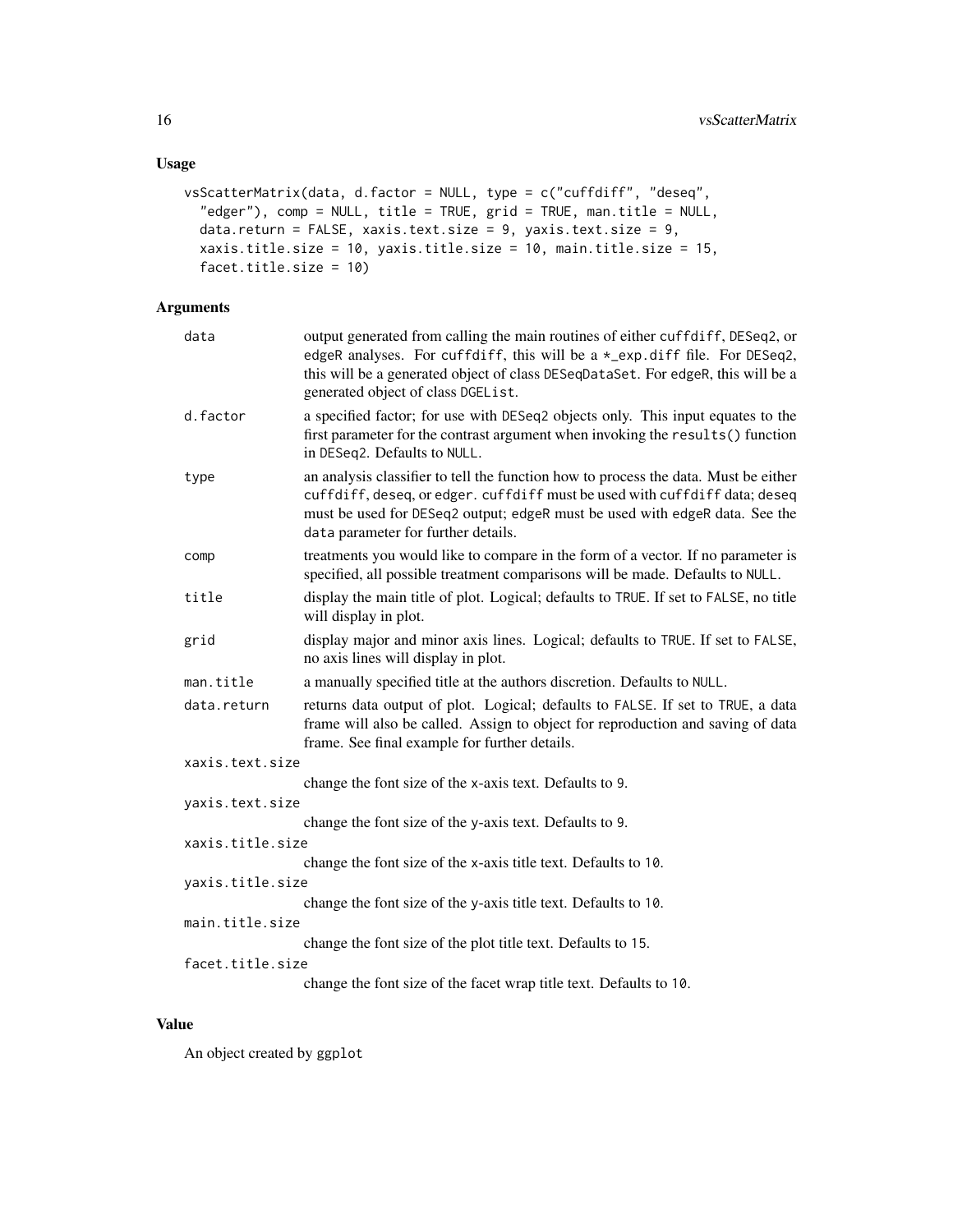## Usage

```
vsScatterMatrix(data, d.factor = NULL, type = c("cuffdiff", "deseq",
  "edger"), comp = NULL, title = TRUE, grid = TRUE, man.title = NULL,
  data.return = FALSE, xaxis.text.size = 9, yaxis.text.size = 9,
  xaxis.title.size = 10, yaxis.title.size = 10, main.title.size = 15,
  facet.title.size = 10)
```

## Arguments

| | |
|---|---|
| data | output generated from calling the main routines of either cuffdiff, DESeq2, or edgeR analyses. For cuffdiff, this will be a *_exp.diff file. For DESeq2, this will be a generated object of class DESeqDataSet. For edgeR, this will be a generated object of class DGEList. |
| d.factor | a specified factor; for use with DESeq2 objects only. This input equates to the first parameter for the contrast argument when invoking the results() function in DESeq2. Defaults to NULL. |
| type | an analysis classifier to tell the function how to process the data. Must be either cuffdiff, deseq, or edger. cuffdiff must be used with cuffdiff data; deseq must be used for DESeq2 output; edgeR must be used with edgeR data. See the data parameter for further details. |
| comp | treatments you would like to compare in the form of a vector. If no parameter is specified, all possible treatment comparisons will be made. Defaults to NULL. |
| title | display the main title of plot. Logical; defaults to TRUE. If set to FALSE, no title will display in plot. |
| grid | display major and minor axis lines. Logical; defaults to TRUE. If set to FALSE, no axis lines will display in plot. |
| man.title | a manually specified title at the authors discretion. Defaults to NULL. |
| data.return | returns data output of plot. Logical; defaults to FALSE. If set to TRUE, a data frame will also be called. Assign to object for reproduction and saving of data frame. See final example for further details. |
| xaxis.text.size | change the font size of the x-axis text. Defaults to 9. |
| yaxis.text.size | change the font size of the y-axis text. Defaults to 9. |
| xaxis.title.size | change the font size of the x-axis title text. Defaults to 10. |
| yaxis.title.size | change the font size of the y-axis title text. Defaults to 10. |
| main.title.size | change the font size of the plot title text. Defaults to 15. |
| facet.title.size | change the font size of the facet wrap title text. Defaults to 10. |

## Value

An object created by ggplot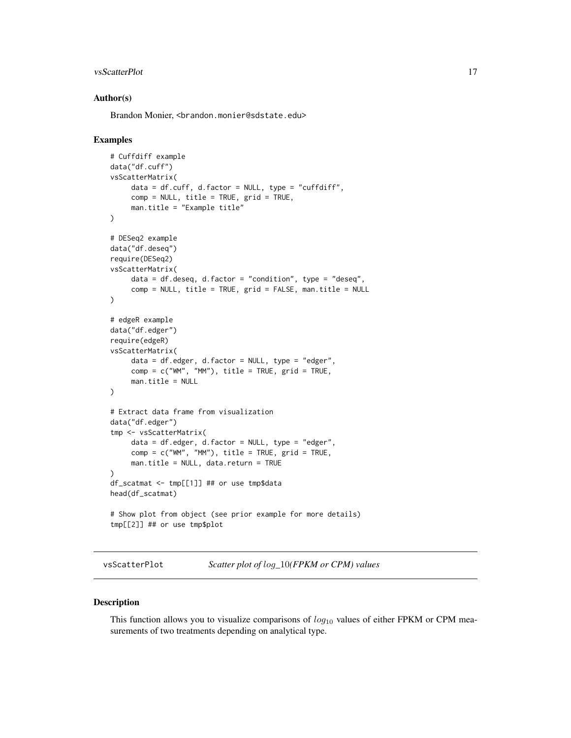### Author(s)

Brandon Monier, <brandon.monier@sdstate.edu>

### Examples

```
# Cuffdiff example
data("df.cuff")
vsScatterMatrix(
     data = df.cuff, d.factor = NULL, type = "cuffdiff",
     comp = NULL, title = TRUE, grid = TRUE,
     man.title = "Example title"
)

# DESeq2 example
data("df.deseq")
require(DESeq2)
vsScatterMatrix(
     data = df.deseq, d.factor = "condition", type = "deseq",
     comp = NULL, title = TRUE, grid = FALSE, man.title = NULL
)

# edgeR example
data("df.edger")
require(edgeR)
vsScatterMatrix(
     data = df.edger, d.factor = NULL, type = "edger",
     comp = c("WM", "MM"), title = TRUE, grid = TRUE,
     man.title = NULL
)

# Extract data frame from visualization
data("df.edger")
tmp <- vsScatterMatrix(
     data = df.edger, d.factor = NULL, type = "edger",
     comp = c("WM", "MM"), title = TRUE, grid = TRUE,
     man.title = NULL, data.return = TRUE
)
df_scatmat <- tmp[[1]] ## or use tmp$data
head(df_scatmat)

# Show plot from object (see prior example for more details)
tmp[[2]] ## or use tmp$plot
```

---

## vsScatterPlot — *Scatter plot of $log\_10$(FPKM or CPM) values*

---

### Description

This function allows you to visualize comparisons of $log_{10}$ values of either FPKM or CPM measurements of two treatments depending on analytical type.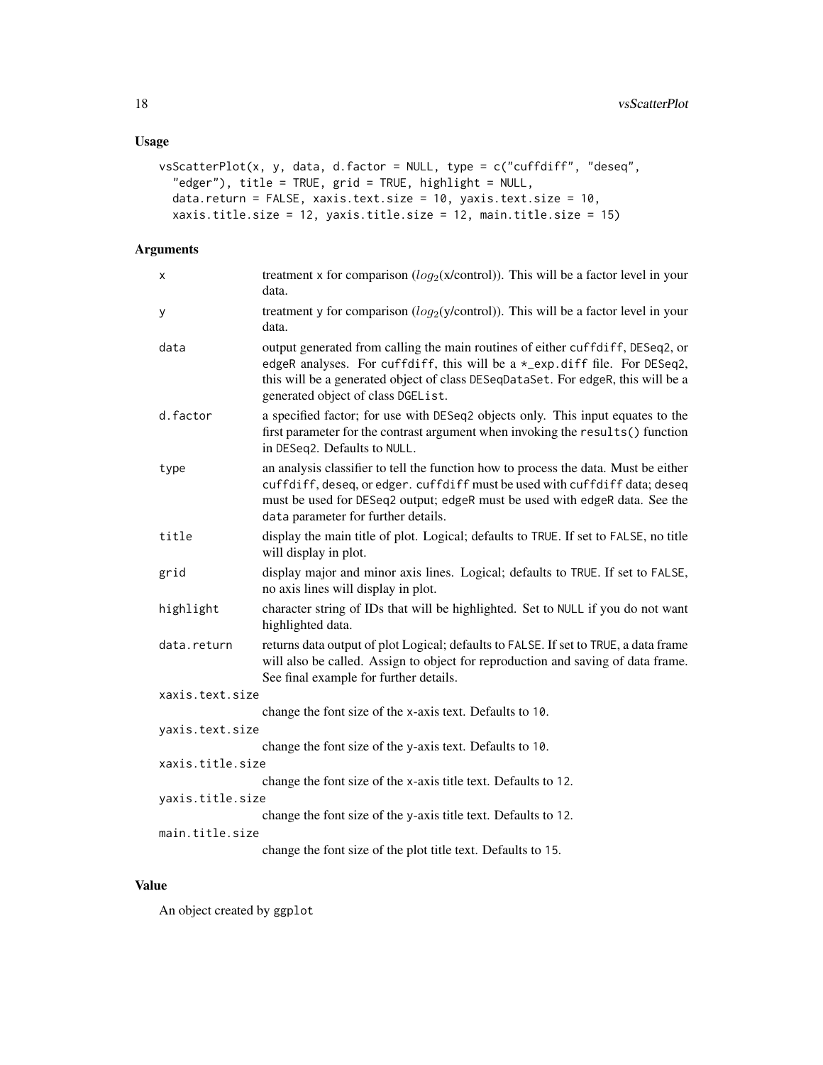## Usage

```
vsScatterPlot(x, y, data, d.factor = NULL, type = c("cuffdiff", "deseq",
  "edger"), title = TRUE, grid = TRUE, highlight = NULL,
  data.return = FALSE, xaxis.text.size = 10, yaxis.text.size = 10,
  xaxis.title.size = 12, yaxis.title.size = 12, main.title.size = 15)
```

## Arguments

| | |
|---|---|
| x | treatment x for comparison ($log_2$(x/control)). This will be a factor level in your data. |
| y | treatment y for comparison ($log_2$(y/control)). This will be a factor level in your data. |
| data | output generated from calling the main routines of either cuffdiff, DESeq2, or edgeR analyses. For cuffdiff, this will be a *_exp.diff file. For DESeq2, this will be a generated object of class DESeqDataSet. For edgeR, this will be a generated object of class DGEList. |
| d.factor | a specified factor; for use with DESeq2 objects only. This input equates to the first parameter for the contrast argument when invoking the results() function in DESeq2. Defaults to NULL. |
| type | an analysis classifier to tell the function how to process the data. Must be either cuffdiff, deseq, or edger. cuffdiff must be used with cuffdiff data; deseq must be used for DESeq2 output; edgeR must be used with edgeR data. See the data parameter for further details. |
| title | display the main title of plot. Logical; defaults to TRUE. If set to FALSE, no title will display in plot. |
| grid | display major and minor axis lines. Logical; defaults to TRUE. If set to FALSE, no axis lines will display in plot. |
| highlight | character string of IDs that will be highlighted. Set to NULL if you do not want highlighted data. |
| data.return | returns data output of plot Logical; defaults to FALSE. If set to TRUE, a data frame will also be called. Assign to object for reproduction and saving of data frame. See final example for further details. |
| xaxis.text.size | change the font size of the x-axis text. Defaults to 10. |
| yaxis.text.size | change the font size of the y-axis text. Defaults to 10. |
| xaxis.title.size | change the font size of the x-axis title text. Defaults to 12. |
| yaxis.title.size | change the font size of the y-axis title text. Defaults to 12. |
| main.title.size | change the font size of the plot title text. Defaults to 15. |

## Value

An object created by ggplot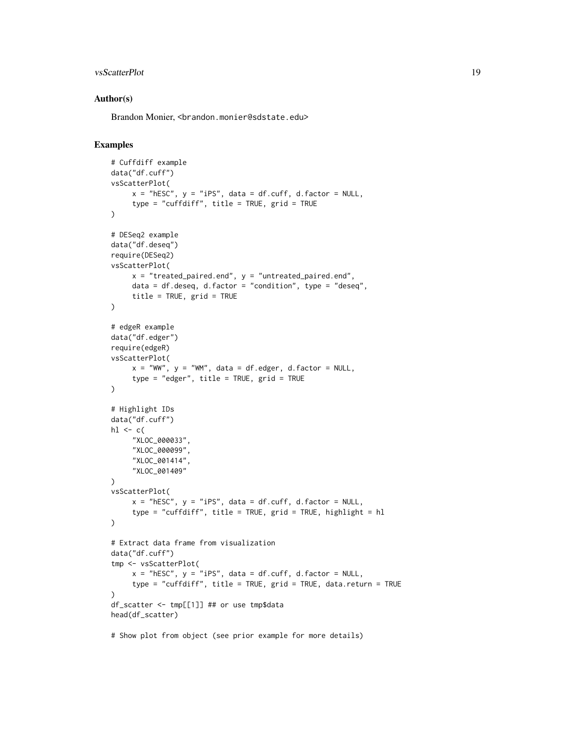## Author(s)

Brandon Monier, <brandon.monier@sdstate.edu>

## Examples

```
# Cuffdiff example
data("df.cuff")
vsScatterPlot(
     x = "hESC", y = "iPS", data = df.cuff, d.factor = NULL,
     type = "cuffdiff", title = TRUE, grid = TRUE
)

# DESeq2 example
data("df.deseq")
require(DESeq2)
vsScatterPlot(
     x = "treated_paired.end", y = "untreated_paired.end",
     data = df.deseq, d.factor = "condition", type = "deseq",
     title = TRUE, grid = TRUE
)

# edgeR example
data("df.edger")
require(edgeR)
vsScatterPlot(
     x = "WW", y = "WM", data = df.edger, d.factor = NULL,
     type = "edger", title = TRUE, grid = TRUE
)

# Highlight IDs
data("df.cuff")
hl <- c(
     "XLOC_000033",
     "XLOC_000099",
     "XLOC_001414",
     "XLOC_001409"
)
vsScatterPlot(
     x = "hESC", y = "iPS", data = df.cuff, d.factor = NULL,
     type = "cuffdiff", title = TRUE, grid = TRUE, highlight = hl
)

# Extract data frame from visualization
data("df.cuff")
tmp <- vsScatterPlot(
     x = "hESC", y = "iPS", data = df.cuff, d.factor = NULL,
     type = "cuffdiff", title = TRUE, grid = TRUE, data.return = TRUE
)
df_scatter <- tmp[[1]] ## or use tmp$data
head(df_scatter)

# Show plot from object (see prior example for more details)
```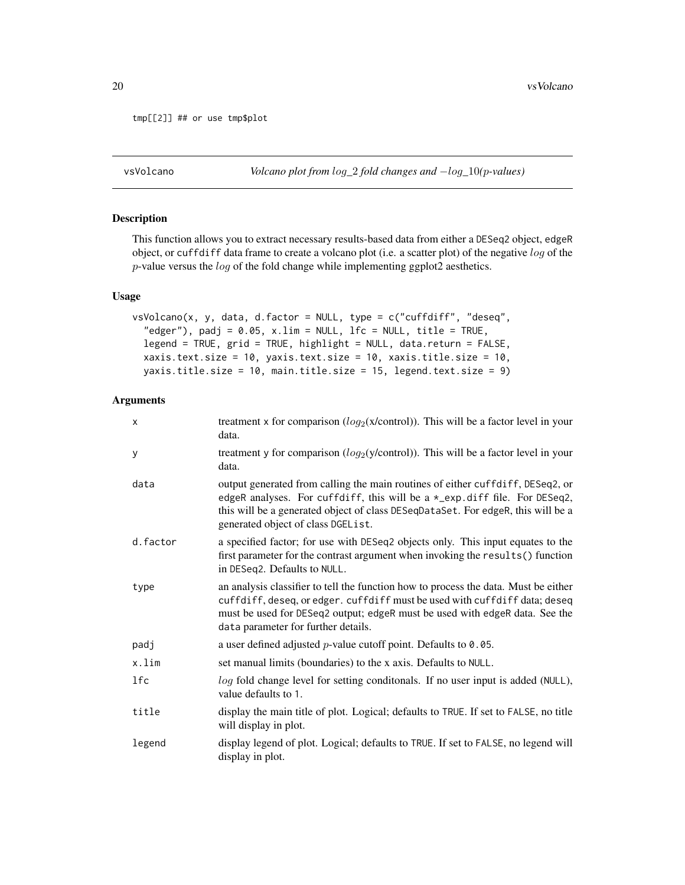```
tmp[[2]] ## or use tmp$plot
```

## vsVolcano — *Volcano plot from $log\_2$ fold changes and $-log\_10(p$-values)*

### Description

This function allows you to extract necessary results-based data from either a DESeq2 object, edgeR object, or cuffdiff data frame to create a volcano plot (i.e. a scatter plot) of the negative $log$ of the $p$-value versus the $log$ of the fold change while implementing ggplot2 aesthetics.

### Usage

```
vsVolcano(x, y, data, d.factor = NULL, type = c("cuffdiff", "deseq",
  "edger"), padj = 0.05, x.lim = NULL, lfc = NULL, title = TRUE,
  legend = TRUE, grid = TRUE, highlight = NULL, data.return = FALSE,
  xaxis.text.size = 10, yaxis.text.size = 10, xaxis.title.size = 10,
  yaxis.title.size = 10, main.title.size = 15, legend.text.size = 9)
```

### Arguments

| | |
|---|---|
| x | treatment x for comparison ($log_2$(x/control)). This will be a factor level in your data. |
| y | treatment y for comparison ($log_2$(y/control)). This will be a factor level in your data. |
| data | output generated from calling the main routines of either cuffdiff, DESeq2, or edgeR analyses. For cuffdiff, this will be a *_exp.diff file. For DESeq2, this will be a generated object of class DESeqDataSet. For edgeR, this will be a generated object of class DGEList. |
| d.factor | a specified factor; for use with DESeq2 objects only. This input equates to the first parameter for the contrast argument when invoking the results() function in DESeq2. Defaults to NULL. |
| type | an analysis classifier to tell the function how to process the data. Must be either cuffdiff, deseq, or edger. cuffdiff must be used with cuffdiff data; deseq must be used for DESeq2 output; edgeR must be used with edgeR data. See the data parameter for further details. |
| padj | a user defined adjusted $p$-value cutoff point. Defaults to 0.05. |
| x.lim | set manual limits (boundaries) to the x axis. Defaults to NULL. |
| lfc | $log$ fold change level for setting conditonals. If no user input is added (NULL), value defaults to 1. |
| title | display the main title of plot. Logical; defaults to TRUE. If set to FALSE, no title will display in plot. |
| legend | display legend of plot. Logical; defaults to TRUE. If set to FALSE, no legend will display in plot. |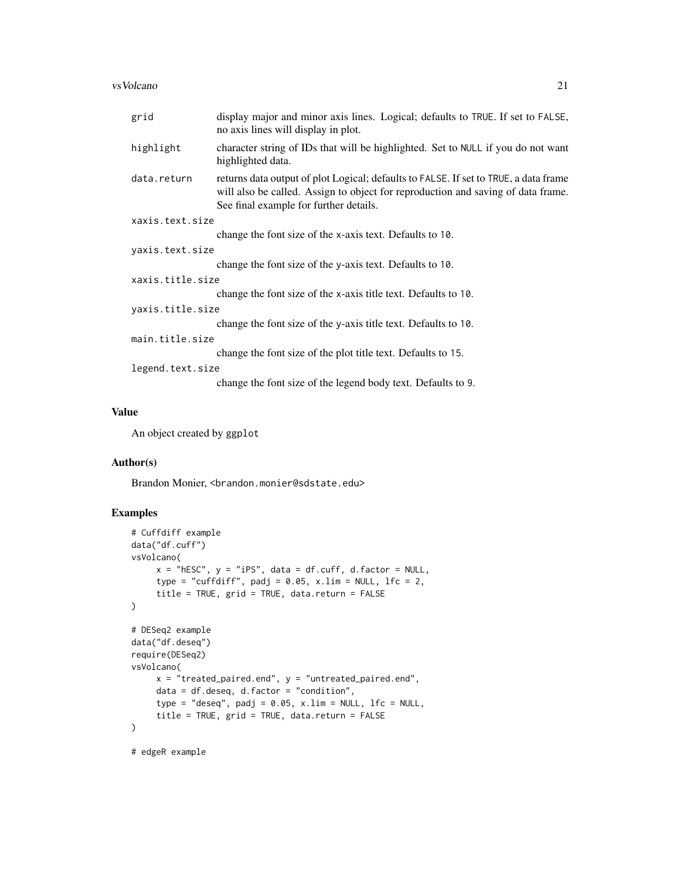| | |
|---|---|
| `grid` | display major and minor axis lines. Logical; defaults to `TRUE`. If set to `FALSE`, no axis lines will display in plot. |
| `highlight` | character string of IDs that will be highlighted. Set to `NULL` if you do not want highlighted data. |
| `data.return` | returns data output of plot Logical; defaults to `FALSE`. If set to `TRUE`, a data frame will also be called. Assign to object for reproduction and saving of data frame. See final example for further details. |
| `xaxis.text.size` | change the font size of the x-axis text. Defaults to `10`. |
| `yaxis.text.size` | change the font size of the y-axis text. Defaults to `10`. |
| `xaxis.title.size` | change the font size of the x-axis title text. Defaults to `10`. |
| `yaxis.title.size` | change the font size of the y-axis title text. Defaults to `10`. |
| `main.title.size` | change the font size of the plot title text. Defaults to `15`. |
| `legend.text.size` | change the font size of the legend body text. Defaults to `9`. |

## Value

An object created by `ggplot`

## Author(s)

Brandon Monier, `<brandon.monier@sdstate.edu>`

## Examples

```
# Cuffdiff example
data("df.cuff")
vsVolcano(
     x = "hESC", y = "iPS", data = df.cuff, d.factor = NULL,
     type = "cuffdiff", padj = 0.05, x.lim = NULL, lfc = 2,
     title = TRUE, grid = TRUE, data.return = FALSE
)

# DESeq2 example
data("df.deseq")
require(DESeq2)
vsVolcano(
     x = "treated_paired.end", y = "untreated_paired.end",
     data = df.deseq, d.factor = "condition",
     type = "deseq", padj = 0.05, x.lim = NULL, lfc = NULL,
     title = TRUE, grid = TRUE, data.return = FALSE
)

# edgeR example
```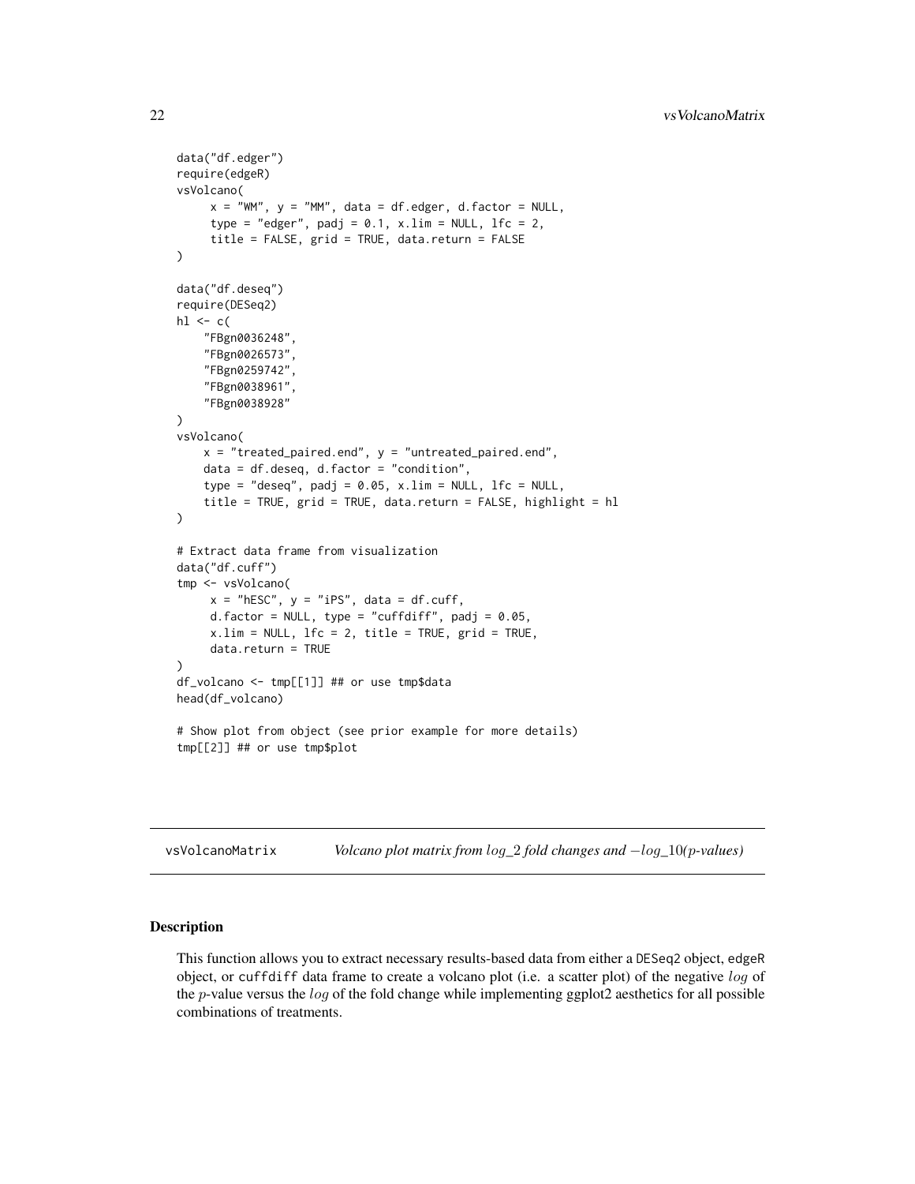```
data("df.edger")
require(edgeR)
vsVolcano(
     x = "WM", y = "MM", data = df.edger, d.factor = NULL,
     type = "edger", padj = 0.1, x.lim = NULL, lfc = 2,
     title = FALSE, grid = TRUE, data.return = FALSE
)

data("df.deseq")
require(DESeq2)
hl <- c(
    "FBgn0036248",
    "FBgn0026573",
    "FBgn0259742",
    "FBgn0038961",
    "FBgn0038928"
)
vsVolcano(
    x = "treated_paired.end", y = "untreated_paired.end",
    data = df.deseq, d.factor = "condition",
    type = "deseq", padj = 0.05, x.lim = NULL, lfc = NULL,
    title = TRUE, grid = TRUE, data.return = FALSE, highlight = hl
)

# Extract data frame from visualization
data("df.cuff")
tmp <- vsVolcano(
     x = "hESC", y = "iPS", data = df.cuff,
     d.factor = NULL, type = "cuffdiff", padj = 0.05,
     x.lim = NULL, lfc = 2, title = TRUE, grid = TRUE,
     data.return = TRUE
)
df_volcano <- tmp[[1]] ## or use tmp$data
head(df_volcano)

# Show plot from object (see prior example for more details)
tmp[[2]] ## or use tmp$plot
```

---

## vsVolcanoMatrix    *Volcano plot matrix from $log\_2$ fold changes and $-log\_10$($p$-values)*

---

### Description

This function allows you to extract necessary results-based data from either a DESeq2 object, edgeR object, or cuffdiff data frame to create a volcano plot (i.e. a scatter plot) of the negative $log$ of the $p$-value versus the $log$ of the fold change while implementing ggplot2 aesthetics for all possible combinations of treatments.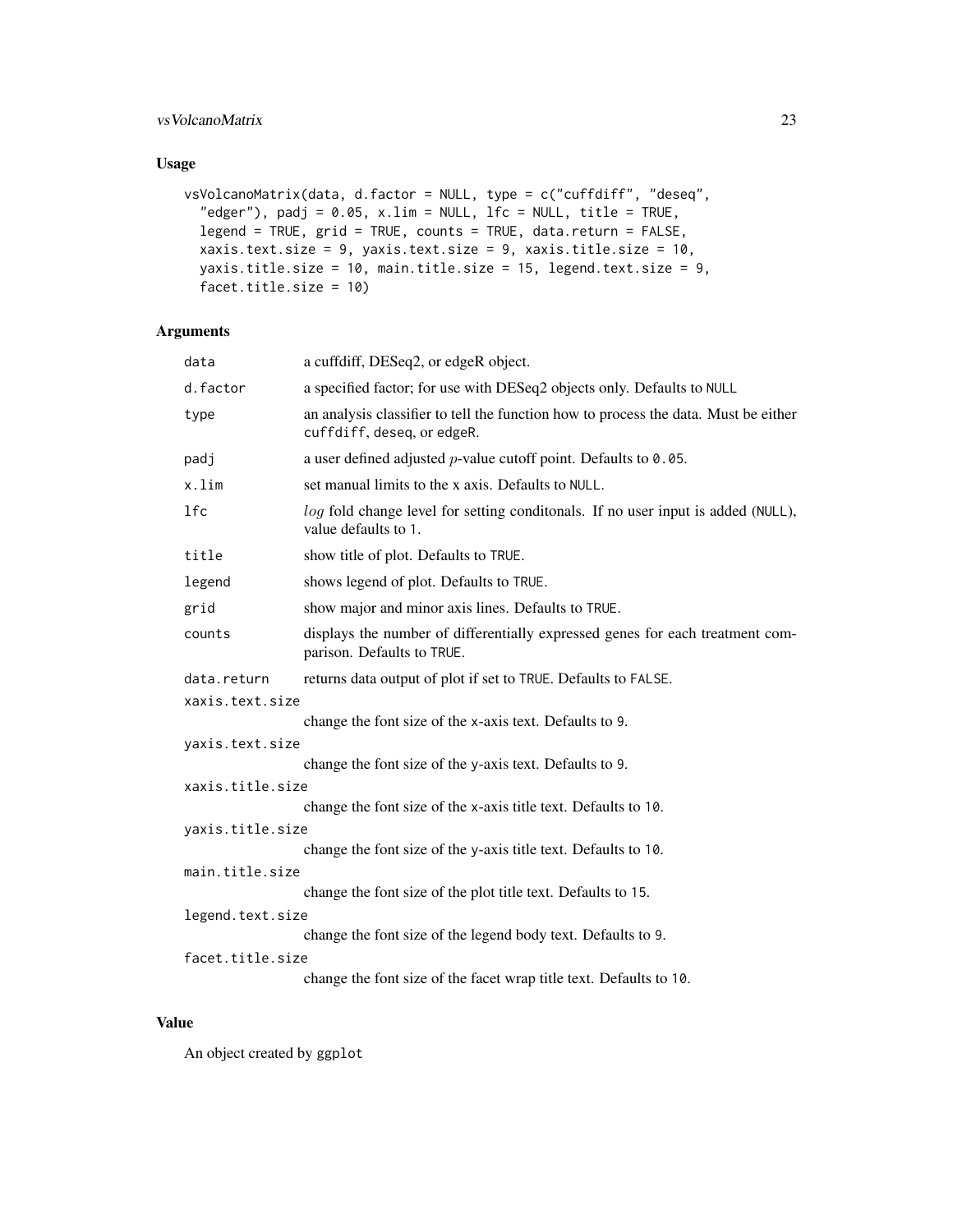## Usage

```
vsVolcanoMatrix(data, d.factor = NULL, type = c("cuffdiff", "deseq",
  "edger"), padj = 0.05, x.lim = NULL, lfc = NULL, title = TRUE,
  legend = TRUE, grid = TRUE, counts = TRUE, data.return = FALSE,
  xaxis.text.size = 9, yaxis.text.size = 9, xaxis.title.size = 10,
  yaxis.title.size = 10, main.title.size = 15, legend.text.size = 9,
  facet.title.size = 10)
```

## Arguments

| | |
|---|---|
| `data` | a cuffdiff, DESeq2, or edgeR object. |
| `d.factor` | a specified factor; for use with DESeq2 objects only. Defaults to `NULL` |
| `type` | an analysis classifier to tell the function how to process the data. Must be either `cuffdiff`, `deseq`, or `edgeR`. |
| `padj` | a user defined adjusted $p$-value cutoff point. Defaults to `0.05`. |
| `x.lim` | set manual limits to the x axis. Defaults to `NULL`. |
| `lfc` | $log$ fold change level for setting conditonals. If no user input is added (`NULL`), value defaults to `1`. |
| `title` | show title of plot. Defaults to `TRUE`. |
| `legend` | shows legend of plot. Defaults to `TRUE`. |
| `grid` | show major and minor axis lines. Defaults to `TRUE`. |
| `counts` | displays the number of differentially expressed genes for each treatment comparison. Defaults to `TRUE`. |
| `data.return` | returns data output of plot if set to `TRUE`. Defaults to `FALSE`. |
| `xaxis.text.size` | change the font size of the x-axis text. Defaults to `9`. |
| `yaxis.text.size` | change the font size of the y-axis text. Defaults to `9`. |
| `xaxis.title.size` | change the font size of the x-axis title text. Defaults to `10`. |
| `yaxis.title.size` | change the font size of the y-axis title text. Defaults to `10`. |
| `main.title.size` | change the font size of the plot title text. Defaults to `15`. |
| `legend.text.size` | change the font size of the legend body text. Defaults to `9`. |
| `facet.title.size` | change the font size of the facet wrap title text. Defaults to `10`. |

## Value

An object created by `ggplot`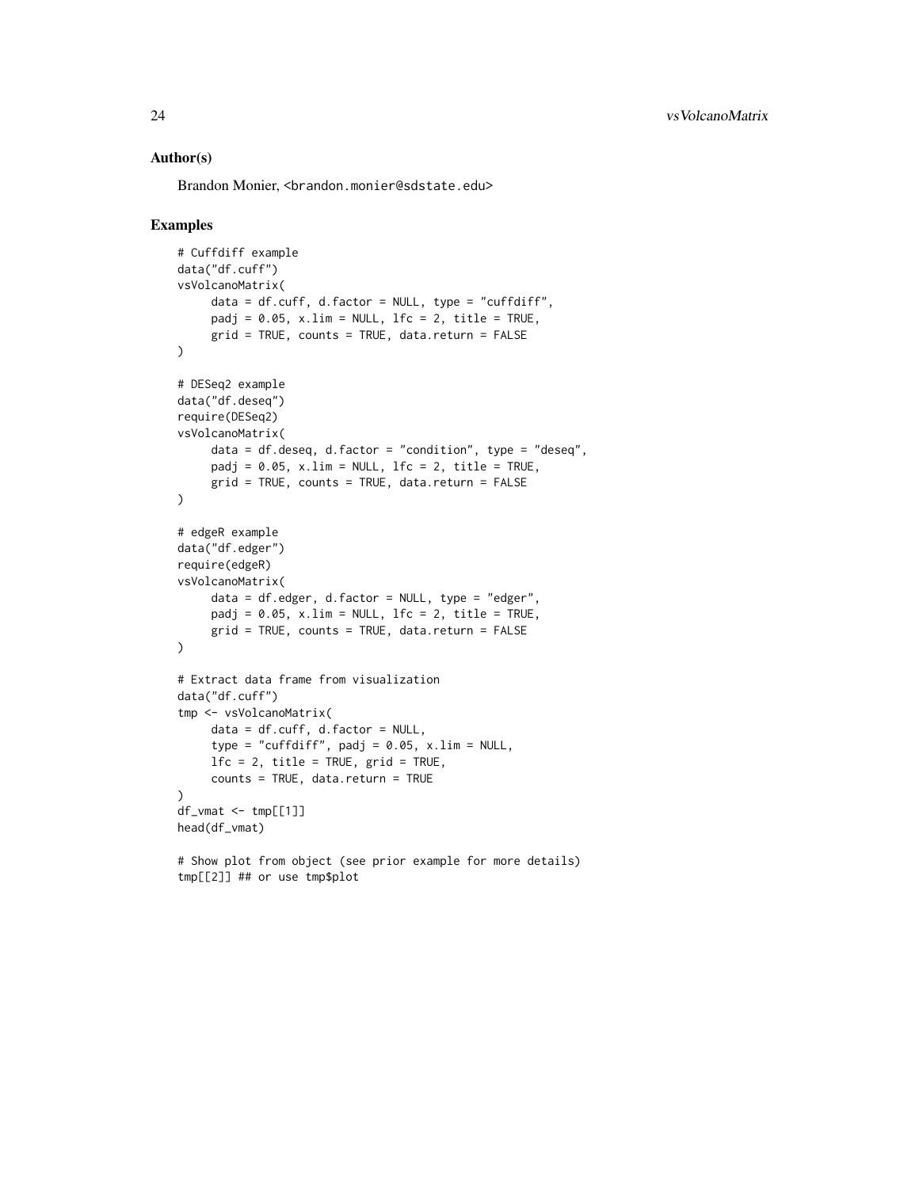## Author(s)

Brandon Monier, <brandon.monier@sdstate.edu>

## Examples

```
# Cuffdiff example
data("df.cuff")
vsVolcanoMatrix(
     data = df.cuff, d.factor = NULL, type = "cuffdiff",
     padj = 0.05, x.lim = NULL, lfc = 2, title = TRUE,
     grid = TRUE, counts = TRUE, data.return = FALSE
)

# DESeq2 example
data("df.deseq")
require(DESeq2)
vsVolcanoMatrix(
     data = df.deseq, d.factor = "condition", type = "deseq",
     padj = 0.05, x.lim = NULL, lfc = 2, title = TRUE,
     grid = TRUE, counts = TRUE, data.return = FALSE
)

# edgeR example
data("df.edger")
require(edgeR)
vsVolcanoMatrix(
     data = df.edger, d.factor = NULL, type = "edger",
     padj = 0.05, x.lim = NULL, lfc = 2, title = TRUE,
     grid = TRUE, counts = TRUE, data.return = FALSE
)

# Extract data frame from visualization
data("df.cuff")
tmp <- vsVolcanoMatrix(
     data = df.cuff, d.factor = NULL,
     type = "cuffdiff", padj = 0.05, x.lim = NULL,
     lfc = 2, title = TRUE, grid = TRUE,
     counts = TRUE, data.return = TRUE
)
df_vmat <- tmp[[1]]
head(df_vmat)

# Show plot from object (see prior example for more details)
tmp[[2]] ## or use tmp$plot
```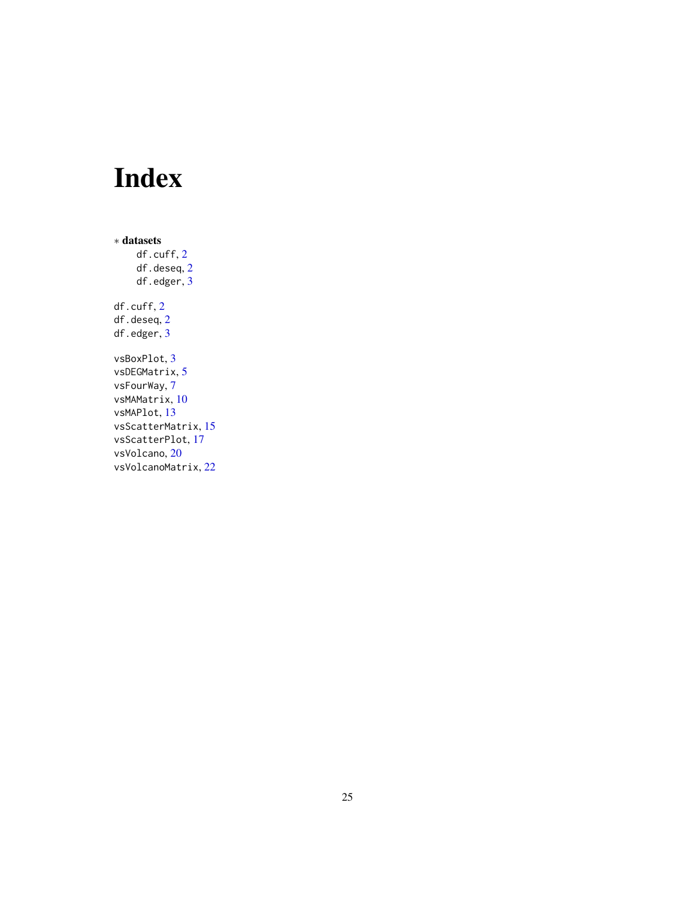# Index

∗ **datasets**
- df.cuff, 2
- df.deseq, 2
- df.edger, 3

df.cuff, 2
df.deseq, 2
df.edger, 3

vsBoxPlot, 3
vsDEGMatrix, 5
vsFourWay, 7
vsMAMatrix, 10
vsMAPlot, 13
vsScatterMatrix, 15
vsScatterPlot, 17
vsVolcano, 20
vsVolcanoMatrix, 22